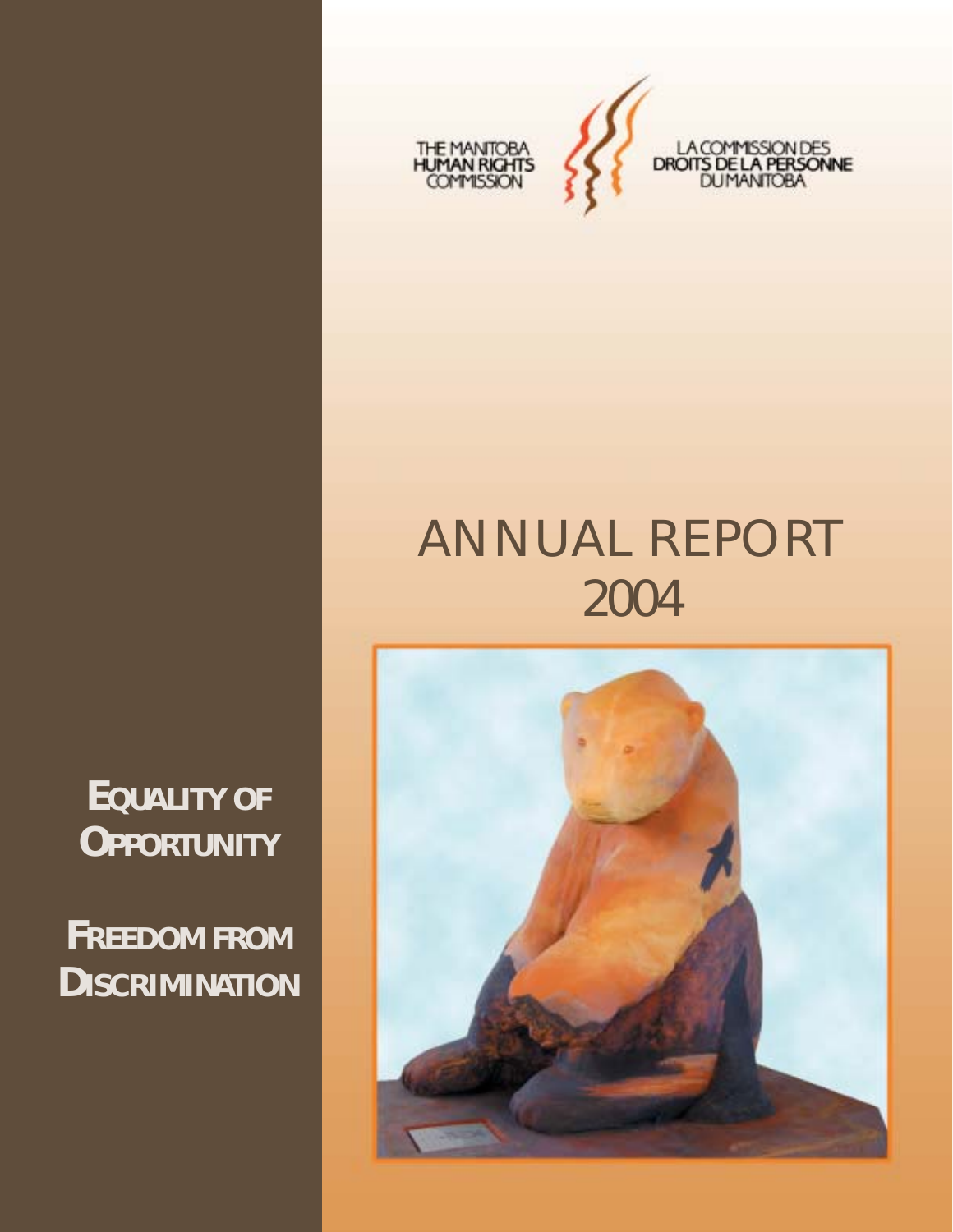THE MANITOBA HUMAN RIGHTS COMMISSION

LA COMMISSION DES DROITS DE LA PERSONNE DU MANITOBA

# ANNUAL REPORT 2004

**EQUALITY OF OPPORTUNITY**

**FREEDOM FROM DISCRIMINATION**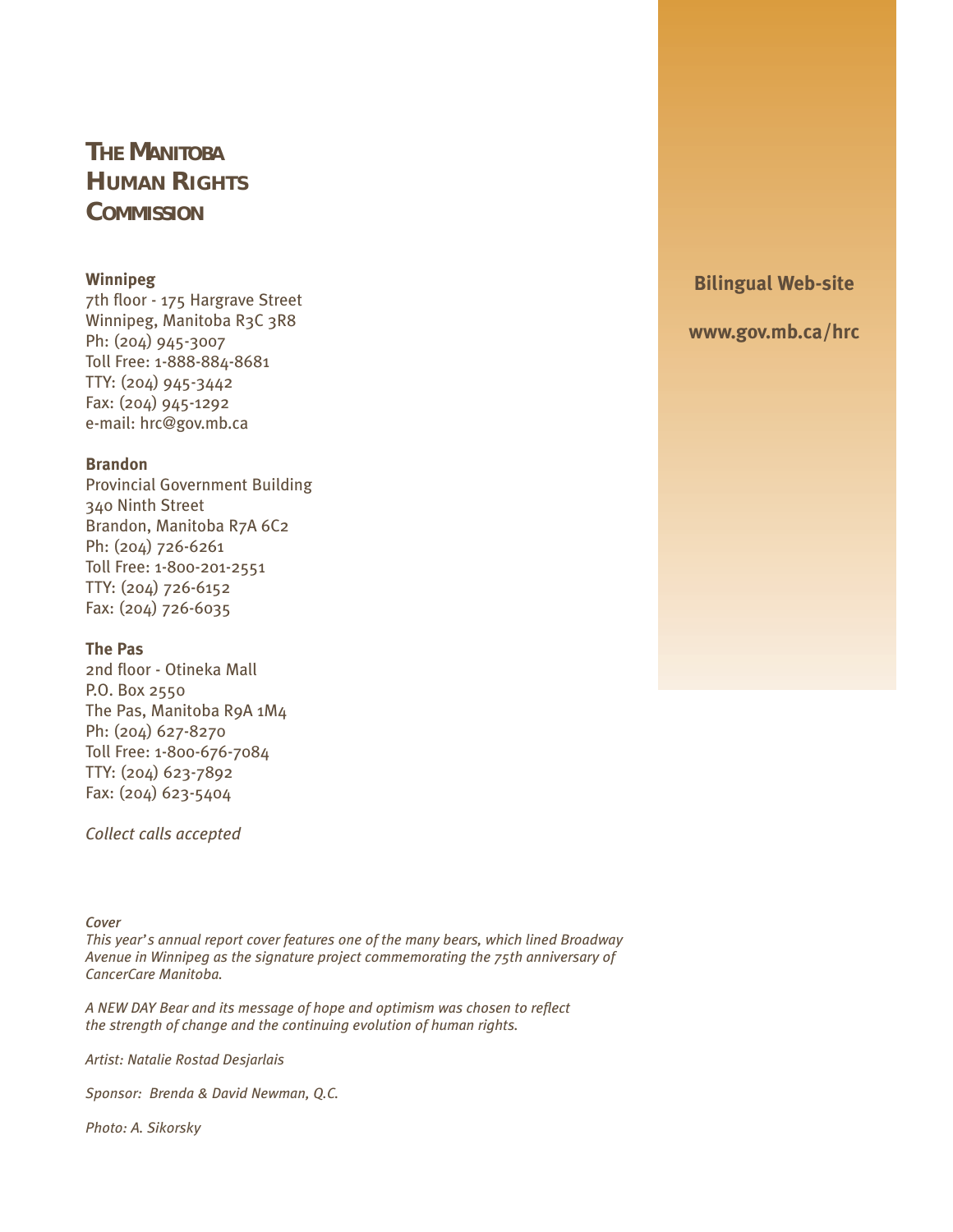# The Manitoba Human Rights Commission

**Winnipeg**
7th floor - 175 Hargrave Street
Winnipeg, Manitoba R3C 3R8
Ph: (204) 945-3007
Toll Free: 1-888-884-8681
TTY: (204) 945-3442
Fax: (204) 945-1292
e-mail: hrc@gov.mb.ca

**Brandon**
Provincial Government Building
340 Ninth Street
Brandon, Manitoba R7A 6C2
Ph: (204) 726-6261
Toll Free: 1-800-201-2551
TTY: (204) 726-6152
Fax: (204) 726-6035

**The Pas**
2nd floor - Otineka Mall
P.O. Box 2550
The Pas, Manitoba R9A 1M4
Ph: (204) 627-8270
Toll Free: 1-800-676-7084
TTY: (204) 623-7892
Fax: (204) 623-5404

*Collect calls accepted*

**Bilingual Web-site**

**www.gov.mb.ca/hrc**

*Cover*
*This year's annual report cover features one of the many bears, which lined Broadway Avenue in Winnipeg as the signature project commemorating the 75th anniversary of CancerCare Manitoba.*

*A NEW DAY Bear and its message of hope and optimism was chosen to reflect the strength of change and the continuing evolution of human rights.*

*Artist: Natalie Rostad Desjarlais*

*Sponsor: Brenda & David Newman, Q.C.*

*Photo: A. Sikorsky*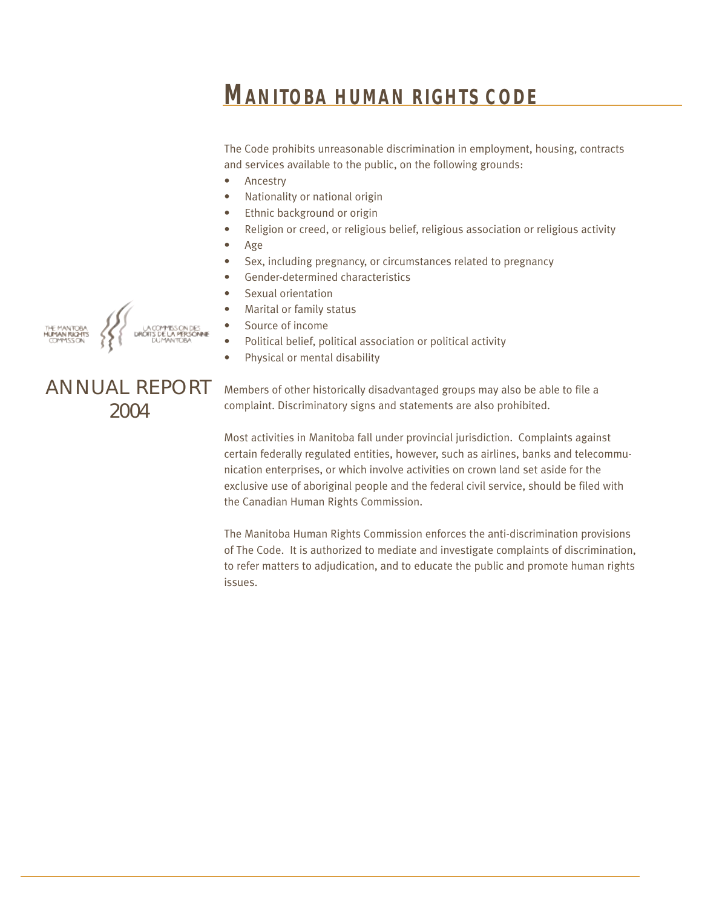# MANITOBA HUMAN RIGHTS CODE

The Code prohibits unreasonable discrimination in employment, housing, contracts and services available to the public, on the following grounds:

- Ancestry
- Nationality or national origin
- Ethnic background or origin
- Religion or creed, or religious belief, religious association or religious activity
- Age
- Sex, including pregnancy, or circumstances related to pregnancy
- Gender-determined characteristics
- Sexual orientation
- Marital or family status
- Source of income
- Political belief, political association or political activity
- Physical or mental disability

Members of other historically disadvantaged groups may also be able to file a complaint. Discriminatory signs and statements are also prohibited.

Most activities in Manitoba fall under provincial jurisdiction. Complaints against certain federally regulated entities, however, such as airlines, banks and telecommunication enterprises, or which involve activities on crown land set aside for the exclusive use of aboriginal people and the federal civil service, should be filed with the Canadian Human Rights Commission.

The Manitoba Human Rights Commission enforces the anti-discrimination provisions of The Code. It is authorized to mediate and investigate complaints of discrimination, to refer matters to adjudication, and to educate the public and promote human rights issues.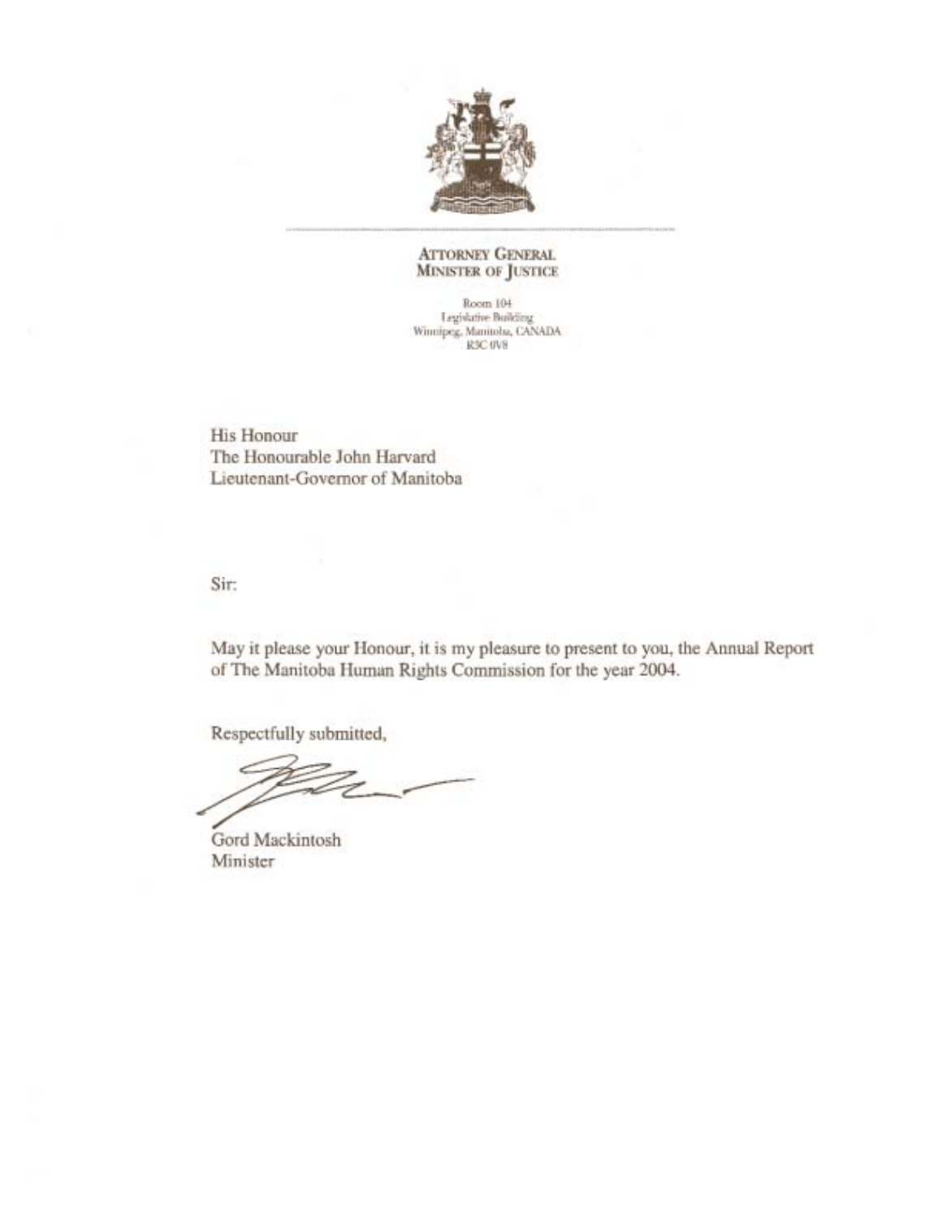**ATTORNEY GENERAL**
**MINISTER OF JUSTICE**

Room 104
Legislative Building
Winnipeg, Manitoba, CANADA
R3C 0V8

His Honour
The Honourable John Harvard
Lieutenant-Governor of Manitoba

Sir:

May it please your Honour, it is my pleasure to present to you, the Annual Report of The Manitoba Human Rights Commission for the year 2004.

Respectfully submitted,

Gord Mackintosh
Minister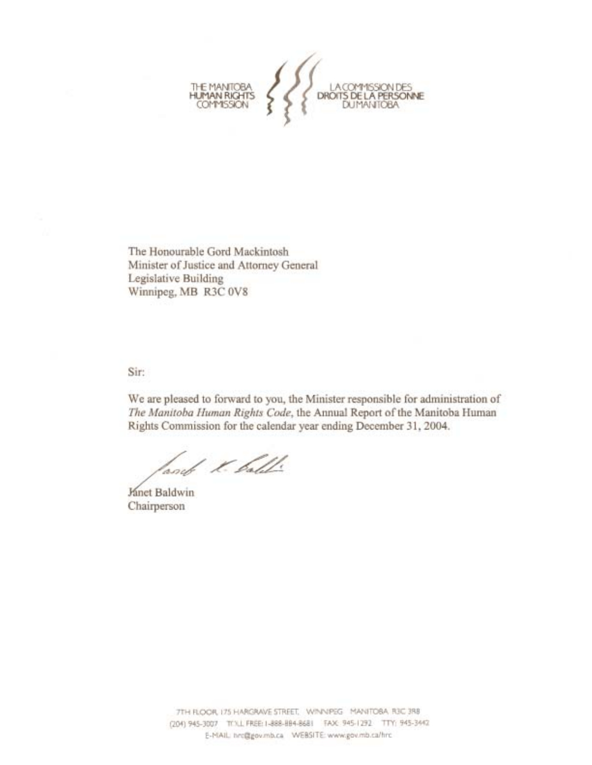THE MANITOBA HUMAN RIGHTS COMMISSION

LA COMMISSION DES DROITS DE LA PERSONNE DU MANITOBA

The Honourable Gord Mackintosh
Minister of Justice and Attorney General
Legislative Building
Winnipeg, MB R3C 0V8

Sir:

We are pleased to forward to you, the Minister responsible for administration of *The Manitoba Human Rights Code*, the Annual Report of the Manitoba Human Rights Commission for the calendar year ending December 31, 2004.

Janet Baldwin
Chairperson

7TH FLOOR, 175 HARGRAVE STREET, WINNIPEG MANITOBA R3C 3R8
(204) 945-3007 TOLL FREE: 1-888-884-8681 FAX: 945-1292 TTY: 945-3442
E-MAIL: hrc@gov.mb.ca WEBSITE: www.gov.mb.ca/hrc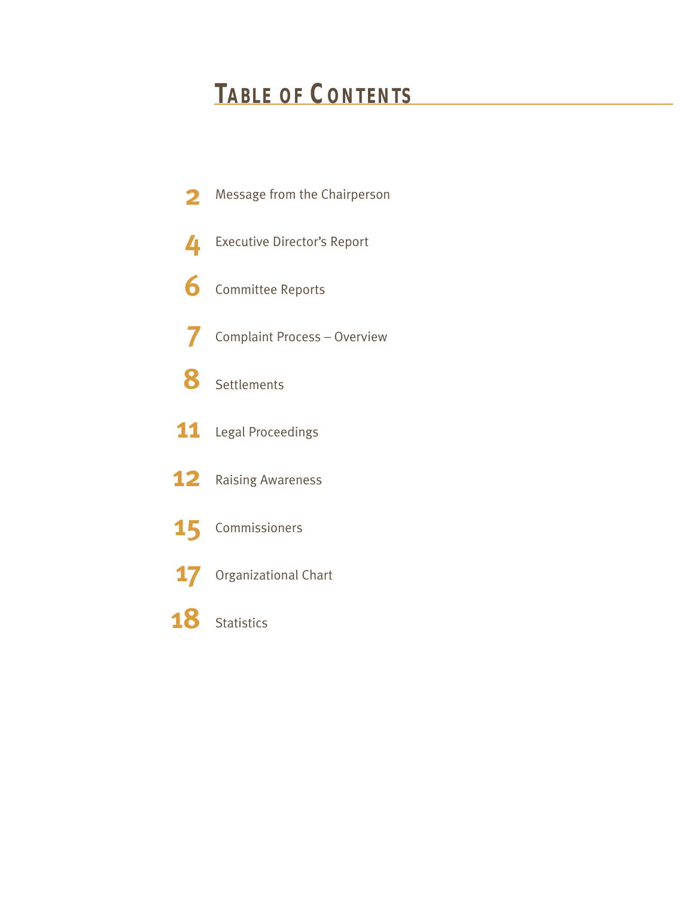# Table of Contents

| | |
|---|---|
| 2 | Message from the Chairperson |
| 4 | Executive Director's Report |
| 6 | Committee Reports |
| 7 | Complaint Process – Overview |
| 8 | Settlements |
| 11 | Legal Proceedings |
| 12 | Raising Awareness |
| 15 | Commissioners |
| 17 | Organizational Chart |
| 18 | Statistics |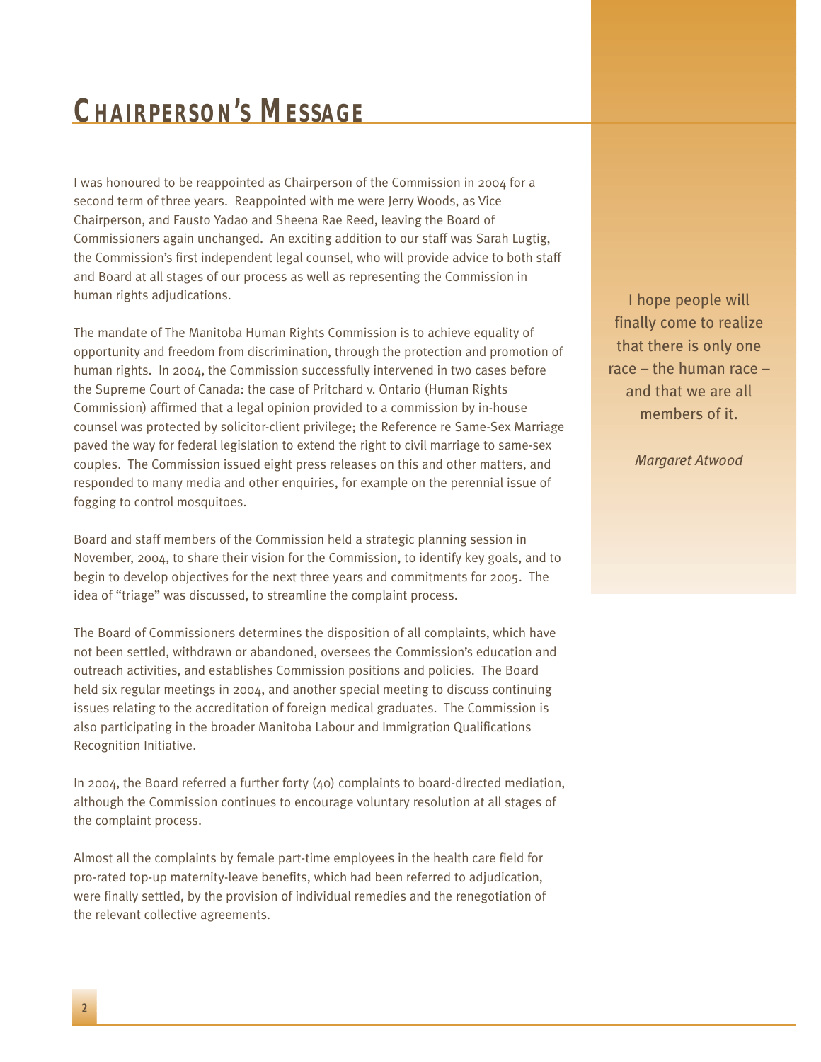# Chairperson's Message

I was honoured to be reappointed as Chairperson of the Commission in 2004 for a second term of three years. Reappointed with me were Jerry Woods, as Vice Chairperson, and Fausto Yadao and Sheena Rae Reed, leaving the Board of Commissioners again unchanged. An exciting addition to our staff was Sarah Lugtig, the Commission's first independent legal counsel, who will provide advice to both staff and Board at all stages of our process as well as representing the Commission in human rights adjudications.

The mandate of The Manitoba Human Rights Commission is to achieve equality of opportunity and freedom from discrimination, through the protection and promotion of human rights. In 2004, the Commission successfully intervened in two cases before the Supreme Court of Canada: the case of Pritchard v. Ontario (Human Rights Commission) affirmed that a legal opinion provided to a commission by in-house counsel was protected by solicitor-client privilege; the Reference re Same-Sex Marriage paved the way for federal legislation to extend the right to civil marriage to same-sex couples. The Commission issued eight press releases on this and other matters, and responded to many media and other enquiries, for example on the perennial issue of fogging to control mosquitoes.

Board and staff members of the Commission held a strategic planning session in November, 2004, to share their vision for the Commission, to identify key goals, and to begin to develop objectives for the next three years and commitments for 2005. The idea of "triage" was discussed, to streamline the complaint process.

The Board of Commissioners determines the disposition of all complaints, which have not been settled, withdrawn or abandoned, oversees the Commission's education and outreach activities, and establishes Commission positions and policies. The Board held six regular meetings in 2004, and another special meeting to discuss continuing issues relating to the accreditation of foreign medical graduates. The Commission is also participating in the broader Manitoba Labour and Immigration Qualifications Recognition Initiative.

In 2004, the Board referred a further forty (40) complaints to board-directed mediation, although the Commission continues to encourage voluntary resolution at all stages of the complaint process.

Almost all the complaints by female part-time employees in the health care field for pro-rated top-up maternity-leave benefits, which had been referred to adjudication, were finally settled, by the provision of individual remedies and the renegotiation of the relevant collective agreements.

> I hope people will finally come to realize that there is only one race – the human race – and that we are all members of it.
>
> *Margaret Atwood*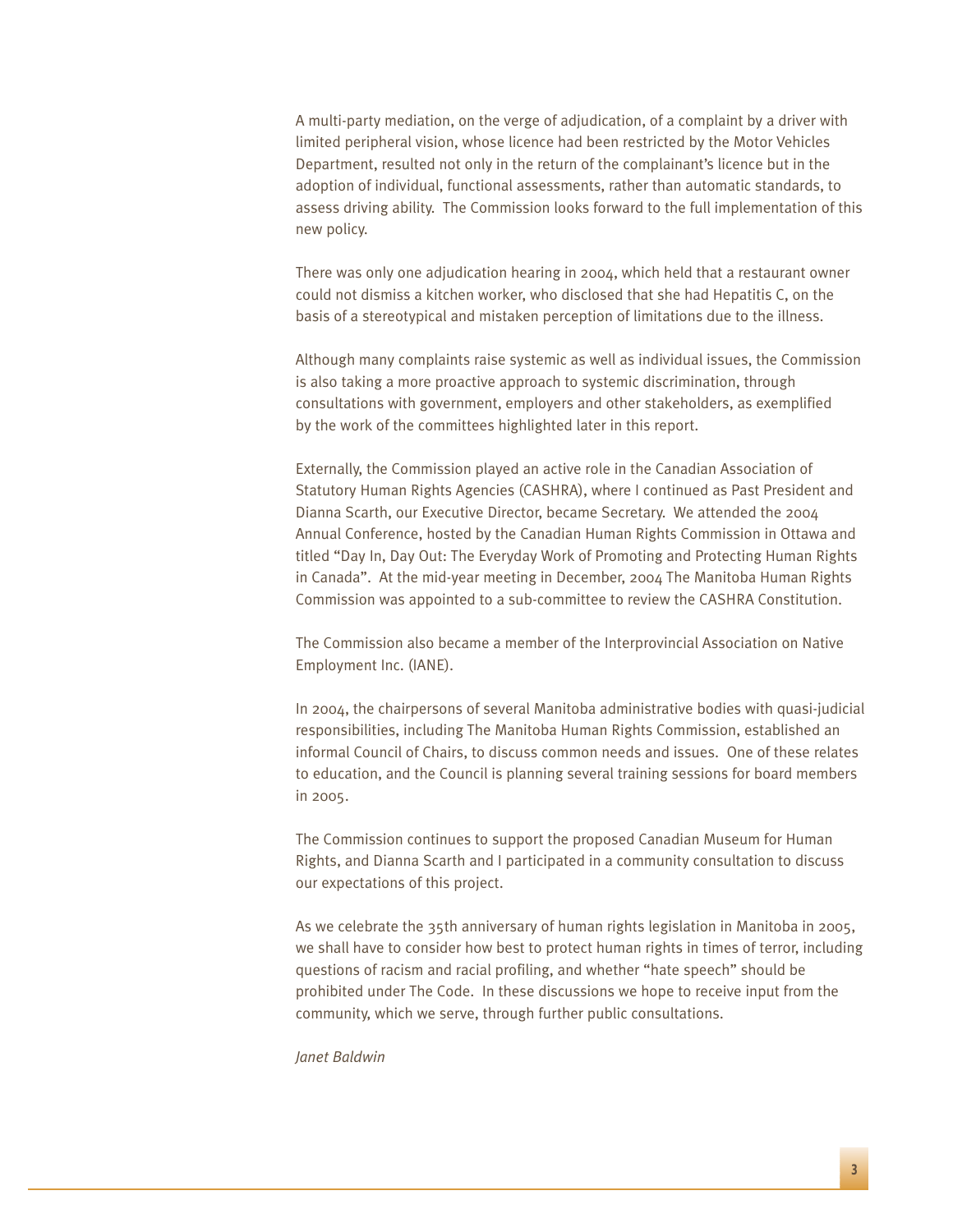A multi-party mediation, on the verge of adjudication, of a complaint by a driver with limited peripheral vision, whose licence had been restricted by the Motor Vehicles Department, resulted not only in the return of the complainant's licence but in the adoption of individual, functional assessments, rather than automatic standards, to assess driving ability. The Commission looks forward to the full implementation of this new policy.

There was only one adjudication hearing in 2004, which held that a restaurant owner could not dismiss a kitchen worker, who disclosed that she had Hepatitis C, on the basis of a stereotypical and mistaken perception of limitations due to the illness.

Although many complaints raise systemic as well as individual issues, the Commission is also taking a more proactive approach to systemic discrimination, through consultations with government, employers and other stakeholders, as exemplified by the work of the committees highlighted later in this report.

Externally, the Commission played an active role in the Canadian Association of Statutory Human Rights Agencies (CASHRA), where I continued as Past President and Dianna Scarth, our Executive Director, became Secretary. We attended the 2004 Annual Conference, hosted by the Canadian Human Rights Commission in Ottawa and titled "Day In, Day Out: The Everyday Work of Promoting and Protecting Human Rights in Canada". At the mid-year meeting in December, 2004 The Manitoba Human Rights Commission was appointed to a sub-committee to review the CASHRA Constitution.

The Commission also became a member of the Interprovincial Association on Native Employment Inc. (IANE).

In 2004, the chairpersons of several Manitoba administrative bodies with quasi-judicial responsibilities, including The Manitoba Human Rights Commission, established an informal Council of Chairs, to discuss common needs and issues. One of these relates to education, and the Council is planning several training sessions for board members in 2005.

The Commission continues to support the proposed Canadian Museum for Human Rights, and Dianna Scarth and I participated in a community consultation to discuss our expectations of this project.

As we celebrate the 35th anniversary of human rights legislation in Manitoba in 2005, we shall have to consider how best to protect human rights in times of terror, including questions of racism and racial profiling, and whether "hate speech" should be prohibited under The Code. In these discussions we hope to receive input from the community, which we serve, through further public consultations.

*Janet Baldwin*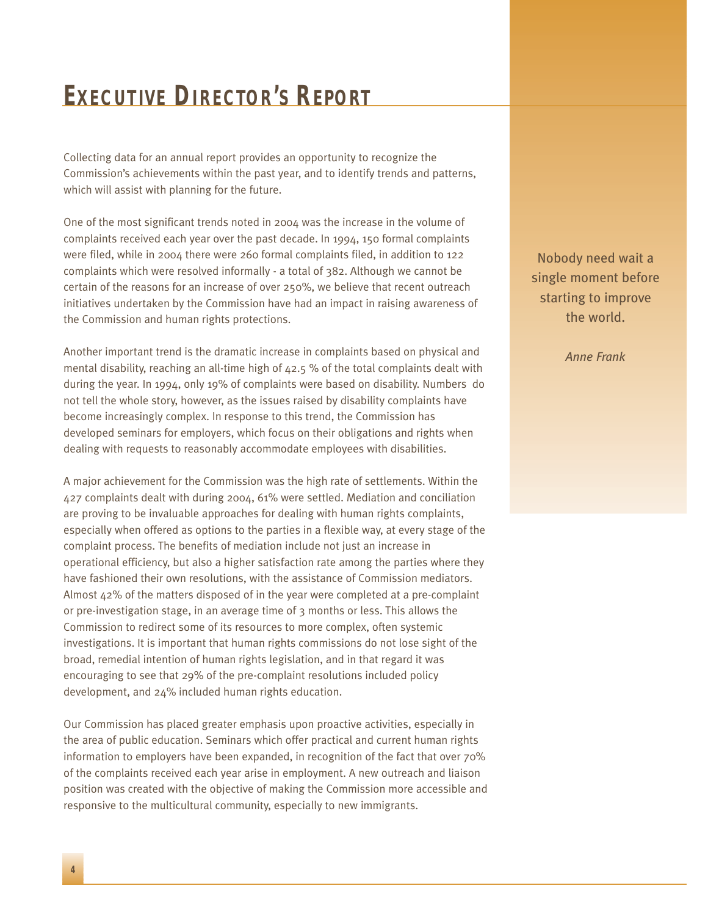# Executive Director's Report

Collecting data for an annual report provides an opportunity to recognize the Commission's achievements within the past year, and to identify trends and patterns, which will assist with planning for the future.

One of the most significant trends noted in 2004 was the increase in the volume of complaints received each year over the past decade. In 1994, 150 formal complaints were filed, while in 2004 there were 260 formal complaints filed, in addition to 122 complaints which were resolved informally - a total of 382. Although we cannot be certain of the reasons for an increase of over 250%, we believe that recent outreach initiatives undertaken by the Commission have had an impact in raising awareness of the Commission and human rights protections.

Another important trend is the dramatic increase in complaints based on physical and mental disability, reaching an all-time high of 42.5 % of the total complaints dealt with during the year. In 1994, only 19% of complaints were based on disability. Numbers do not tell the whole story, however, as the issues raised by disability complaints have become increasingly complex. In response to this trend, the Commission has developed seminars for employers, which focus on their obligations and rights when dealing with requests to reasonably accommodate employees with disabilities.

A major achievement for the Commission was the high rate of settlements. Within the 427 complaints dealt with during 2004, 61% were settled. Mediation and conciliation are proving to be invaluable approaches for dealing with human rights complaints, especially when offered as options to the parties in a flexible way, at every stage of the complaint process. The benefits of mediation include not just an increase in operational efficiency, but also a higher satisfaction rate among the parties where they have fashioned their own resolutions, with the assistance of Commission mediators. Almost 42% of the matters disposed of in the year were completed at a pre-complaint or pre-investigation stage, in an average time of 3 months or less. This allows the Commission to redirect some of its resources to more complex, often systemic investigations. It is important that human rights commissions do not lose sight of the broad, remedial intention of human rights legislation, and in that regard it was encouraging to see that 29% of the pre-complaint resolutions included policy development, and 24% included human rights education.

Our Commission has placed greater emphasis upon proactive activities, especially in the area of public education. Seminars which offer practical and current human rights information to employers have been expanded, in recognition of the fact that over 70% of the complaints received each year arise in employment. A new outreach and liaison position was created with the objective of making the Commission more accessible and responsive to the multicultural community, especially to new immigrants.

> Nobody need wait a single moment before starting to improve the world.
>
> *Anne Frank*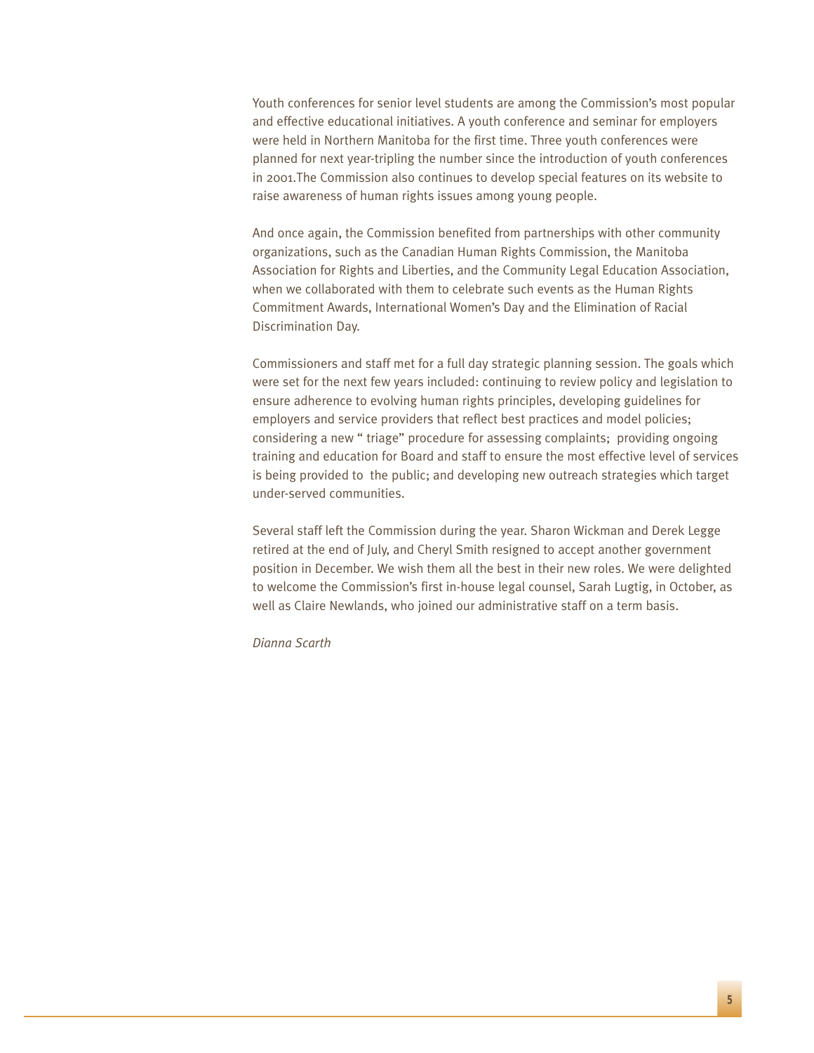Youth conferences for senior level students are among the Commission's most popular and effective educational initiatives. A youth conference and seminar for employers were held in Northern Manitoba for the first time. Three youth conferences were planned for next year-tripling the number since the introduction of youth conferences in 2001.The Commission also continues to develop special features on its website to raise awareness of human rights issues among young people.

And once again, the Commission benefited from partnerships with other community organizations, such as the Canadian Human Rights Commission, the Manitoba Association for Rights and Liberties, and the Community Legal Education Association, when we collaborated with them to celebrate such events as the Human Rights Commitment Awards, International Women's Day and the Elimination of Racial Discrimination Day.

Commissioners and staff met for a full day strategic planning session. The goals which were set for the next few years included: continuing to review policy and legislation to ensure adherence to evolving human rights principles, developing guidelines for employers and service providers that reflect best practices and model policies; considering a new " triage" procedure for assessing complaints; providing ongoing training and education for Board and staff to ensure the most effective level of services is being provided to the public; and developing new outreach strategies which target under-served communities.

Several staff left the Commission during the year. Sharon Wickman and Derek Legge retired at the end of July, and Cheryl Smith resigned to accept another government position in December. We wish them all the best in their new roles. We were delighted to welcome the Commission's first in-house legal counsel, Sarah Lugtig, in October, as well as Claire Newlands, who joined our administrative staff on a term basis.

*Dianna Scarth*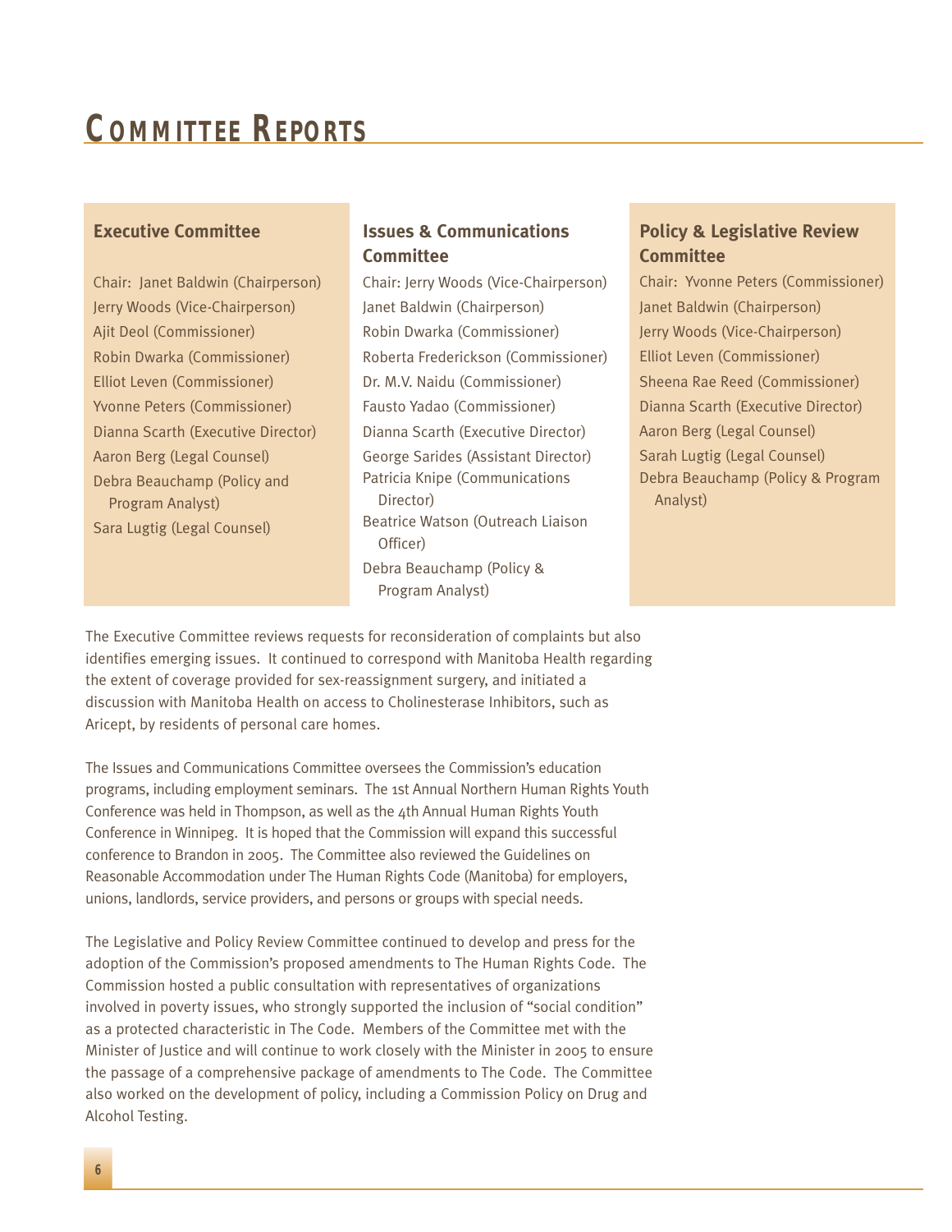# Committee Reports

### Executive Committee

Chair: Janet Baldwin (Chairperson)
Jerry Woods (Vice-Chairperson)
Ajit Deol (Commissioner)
Robin Dwarka (Commissioner)
Elliot Leven (Commissioner)
Yvonne Peters (Commissioner)
Dianna Scarth (Executive Director)
Aaron Berg (Legal Counsel)
Debra Beauchamp (Policy and Program Analyst)
Sara Lugtig (Legal Counsel)

### Issues & Communications Committee

Chair: Jerry Woods (Vice-Chairperson)
Janet Baldwin (Chairperson)
Robin Dwarka (Commissioner)
Roberta Frederickson (Commissioner)
Dr. M.V. Naidu (Commissioner)
Fausto Yadao (Commissioner)
Dianna Scarth (Executive Director)
George Sarides (Assistant Director)
Patricia Knipe (Communications Director)
Beatrice Watson (Outreach Liaison Officer)
Debra Beauchamp (Policy & Program Analyst)

### Policy & Legislative Review Committee

Chair: Yvonne Peters (Commissioner)
Janet Baldwin (Chairperson)
Jerry Woods (Vice-Chairperson)
Elliot Leven (Commissioner)
Sheena Rae Reed (Commissioner)
Dianna Scarth (Executive Director)
Aaron Berg (Legal Counsel)
Sarah Lugtig (Legal Counsel)
Debra Beauchamp (Policy & Program Analyst)

The Executive Committee reviews requests for reconsideration of complaints but also identifies emerging issues. It continued to correspond with Manitoba Health regarding the extent of coverage provided for sex-reassignment surgery, and initiated a discussion with Manitoba Health on access to Cholinesterase Inhibitors, such as Aricept, by residents of personal care homes.

The Issues and Communications Committee oversees the Commission's education programs, including employment seminars. The 1st Annual Northern Human Rights Youth Conference was held in Thompson, as well as the 4th Annual Human Rights Youth Conference in Winnipeg. It is hoped that the Commission will expand this successful conference to Brandon in 2005. The Committee also reviewed the Guidelines on Reasonable Accommodation under The Human Rights Code (Manitoba) for employers, unions, landlords, service providers, and persons or groups with special needs.

The Legislative and Policy Review Committee continued to develop and press for the adoption of the Commission's proposed amendments to The Human Rights Code. The Commission hosted a public consultation with representatives of organizations involved in poverty issues, who strongly supported the inclusion of "social condition" as a protected characteristic in The Code. Members of the Committee met with the Minister of Justice and will continue to work closely with the Minister in 2005 to ensure the passage of a comprehensive package of amendments to The Code. The Committee also worked on the development of policy, including a Commission Policy on Drug and Alcohol Testing.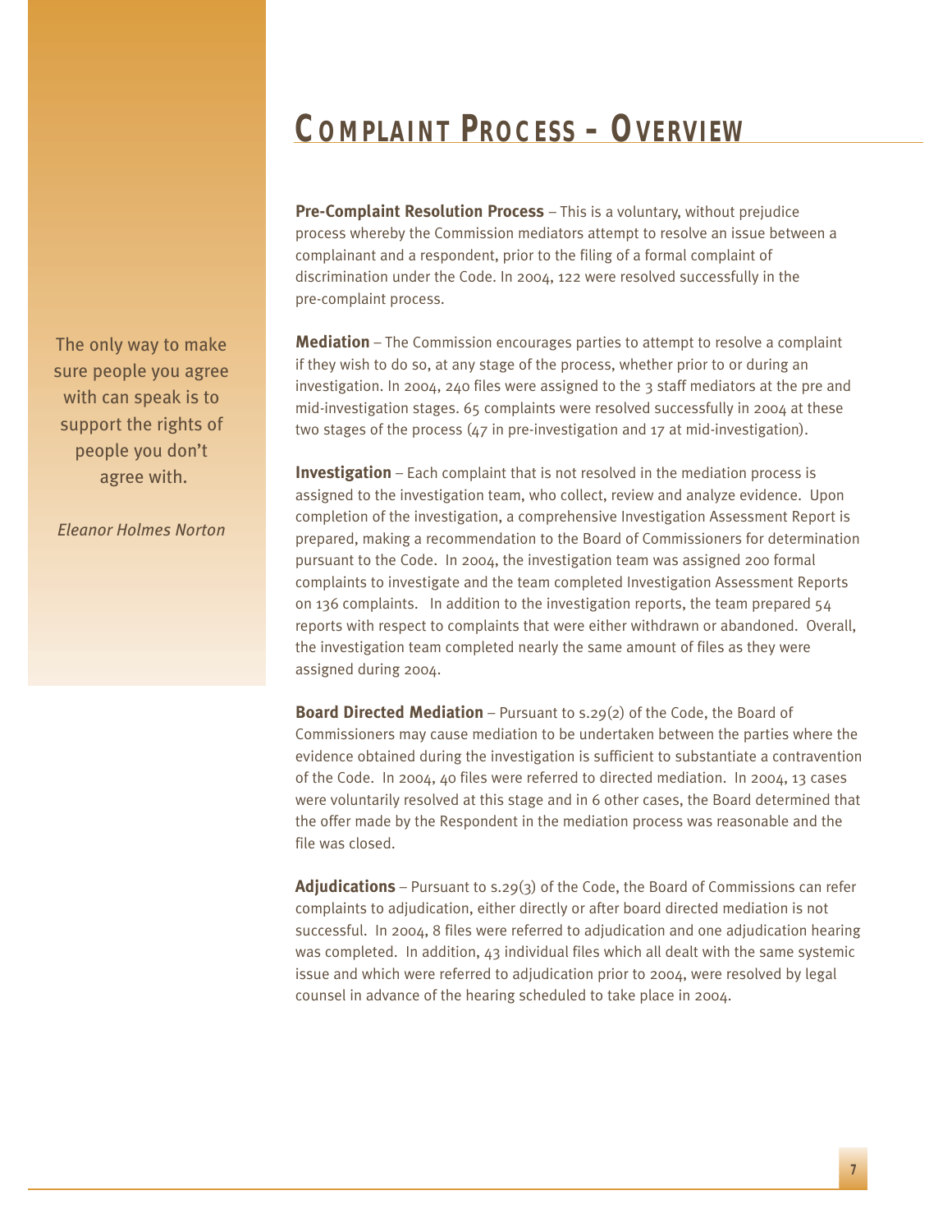# COMPLAINT PROCESS – OVERVIEW

The only way to make sure people you agree with can speak is to support the rights of people you don't agree with.

*Eleanor Holmes Norton*

**Pre-Complaint Resolution Process** – This is a voluntary, without prejudice process whereby the Commission mediators attempt to resolve an issue between a complainant and a respondent, prior to the filing of a formal complaint of discrimination under the Code. In 2004, 122 were resolved successfully in the pre-complaint process.

**Mediation** – The Commission encourages parties to attempt to resolve a complaint if they wish to do so, at any stage of the process, whether prior to or during an investigation. In 2004, 240 files were assigned to the 3 staff mediators at the pre and mid-investigation stages. 65 complaints were resolved successfully in 2004 at these two stages of the process (47 in pre-investigation and 17 at mid-investigation).

**Investigation** – Each complaint that is not resolved in the mediation process is assigned to the investigation team, who collect, review and analyze evidence. Upon completion of the investigation, a comprehensive Investigation Assessment Report is prepared, making a recommendation to the Board of Commissioners for determination pursuant to the Code. In 2004, the investigation team was assigned 200 formal complaints to investigate and the team completed Investigation Assessment Reports on 136 complaints. In addition to the investigation reports, the team prepared 54 reports with respect to complaints that were either withdrawn or abandoned. Overall, the investigation team completed nearly the same amount of files as they were assigned during 2004.

**Board Directed Mediation** – Pursuant to s.29(2) of the Code, the Board of Commissioners may cause mediation to be undertaken between the parties where the evidence obtained during the investigation is sufficient to substantiate a contravention of the Code. In 2004, 40 files were referred to directed mediation. In 2004, 13 cases were voluntarily resolved at this stage and in 6 other cases, the Board determined that the offer made by the Respondent in the mediation process was reasonable and the file was closed.

**Adjudications** – Pursuant to s.29(3) of the Code, the Board of Commissions can refer complaints to adjudication, either directly or after board directed mediation is not successful. In 2004, 8 files were referred to adjudication and one adjudication hearing was completed. In addition, 43 individual files which all dealt with the same systemic issue and which were referred to adjudication prior to 2004, were resolved by legal counsel in advance of the hearing scheduled to take place in 2004.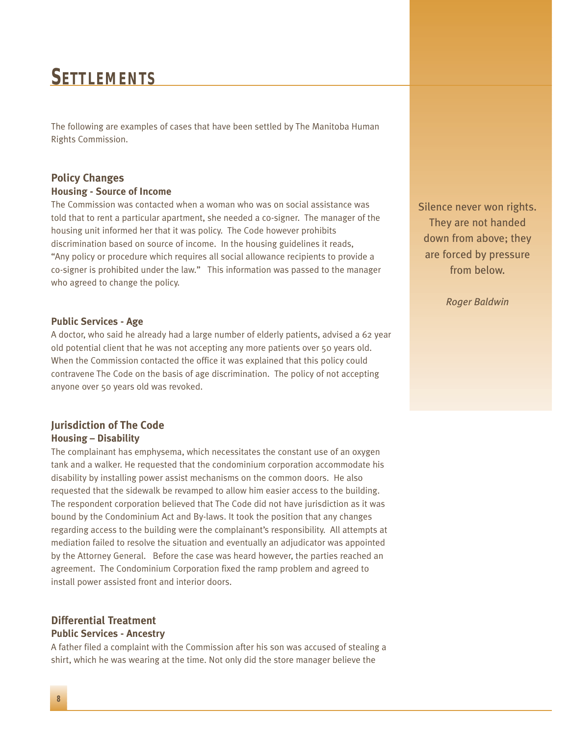# Settlements

The following are examples of cases that have been settled by The Manitoba Human Rights Commission.

## Policy Changes

### Housing - Source of Income

The Commission was contacted when a woman who was on social assistance was told that to rent a particular apartment, she needed a co-signer. The manager of the housing unit informed her that it was policy. The Code however prohibits discrimination based on source of income. In the housing guidelines it reads, "Any policy or procedure which requires all social allowance recipients to provide a co-signer is prohibited under the law." This information was passed to the manager who agreed to change the policy.

### Public Services - Age

A doctor, who said he already had a large number of elderly patients, advised a 62 year old potential client that he was not accepting any more patients over 50 years old. When the Commission contacted the office it was explained that this policy could contravene The Code on the basis of age discrimination. The policy of not accepting anyone over 50 years old was revoked.

Silence never won rights. They are not handed down from above; they are forced by pressure from below.

*Roger Baldwin*

## Jurisdiction of The Code

### Housing – Disability

The complainant has emphysema, which necessitates the constant use of an oxygen tank and a walker. He requested that the condominium corporation accommodate his disability by installing power assist mechanisms on the common doors. He also requested that the sidewalk be revamped to allow him easier access to the building. The respondent corporation believed that The Code did not have jurisdiction as it was bound by the Condominium Act and By-laws. It took the position that any changes regarding access to the building were the complainant's responsibility. All attempts at mediation failed to resolve the situation and eventually an adjudicator was appointed by the Attorney General. Before the case was heard however, the parties reached an agreement. The Condominium Corporation fixed the ramp problem and agreed to install power assisted front and interior doors.

## Differential Treatment

### Public Services - Ancestry

A father filed a complaint with the Commission after his son was accused of stealing a shirt, which he was wearing at the time. Not only did the store manager believe the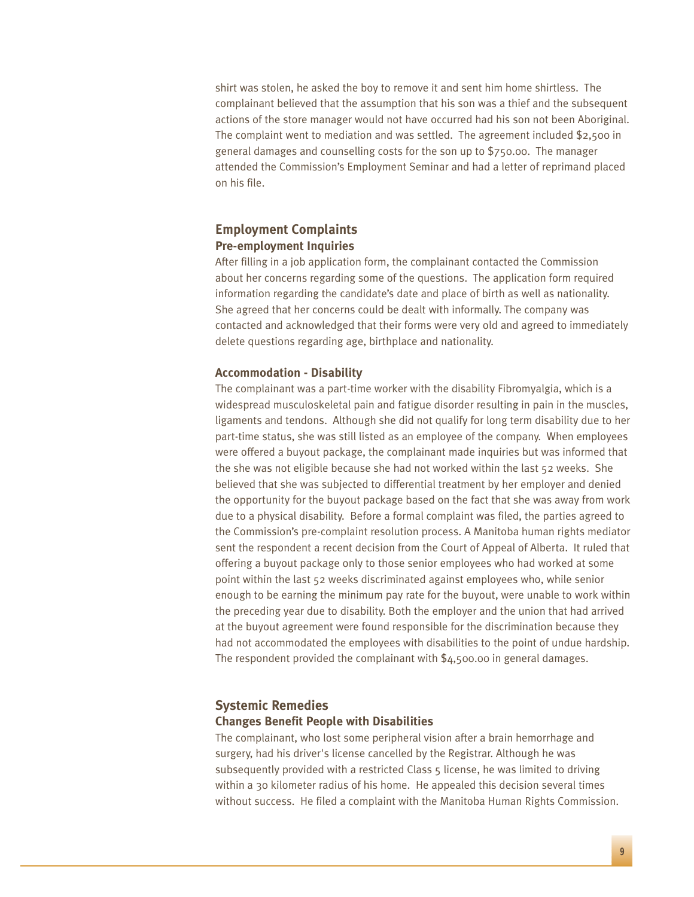shirt was stolen, he asked the boy to remove it and sent him home shirtless. The complainant believed that the assumption that his son was a thief and the subsequent actions of the store manager would not have occurred had his son not been Aboriginal. The complaint went to mediation and was settled. The agreement included $2,500 in general damages and counselling costs for the son up to $750.00. The manager attended the Commission's Employment Seminar and had a letter of reprimand placed on his file.

## Employment Complaints

### Pre-employment Inquiries

After filling in a job application form, the complainant contacted the Commission about her concerns regarding some of the questions. The application form required information regarding the candidate's date and place of birth as well as nationality. She agreed that her concerns could be dealt with informally. The company was contacted and acknowledged that their forms were very old and agreed to immediately delete questions regarding age, birthplace and nationality.

### Accommodation - Disability

The complainant was a part-time worker with the disability Fibromyalgia, which is a widespread musculoskeletal pain and fatigue disorder resulting in pain in the muscles, ligaments and tendons. Although she did not qualify for long term disability due to her part-time status, she was still listed as an employee of the company. When employees were offered a buyout package, the complainant made inquiries but was informed that the she was not eligible because she had not worked within the last 52 weeks. She believed that she was subjected to differential treatment by her employer and denied the opportunity for the buyout package based on the fact that she was away from work due to a physical disability. Before a formal complaint was filed, the parties agreed to the Commission's pre-complaint resolution process. A Manitoba human rights mediator sent the respondent a recent decision from the Court of Appeal of Alberta. It ruled that offering a buyout package only to those senior employees who had worked at some point within the last 52 weeks discriminated against employees who, while senior enough to be earning the minimum pay rate for the buyout, were unable to work within the preceding year due to disability. Both the employer and the union that had arrived at the buyout agreement were found responsible for the discrimination because they had not accommodated the employees with disabilities to the point of undue hardship. The respondent provided the complainant with $4,500.00 in general damages.

## Systemic Remedies

### Changes Benefit People with Disabilities

The complainant, who lost some peripheral vision after a brain hemorrhage and surgery, had his driver's license cancelled by the Registrar. Although he was subsequently provided with a restricted Class 5 license, he was limited to driving within a 30 kilometer radius of his home. He appealed this decision several times without success. He filed a complaint with the Manitoba Human Rights Commission.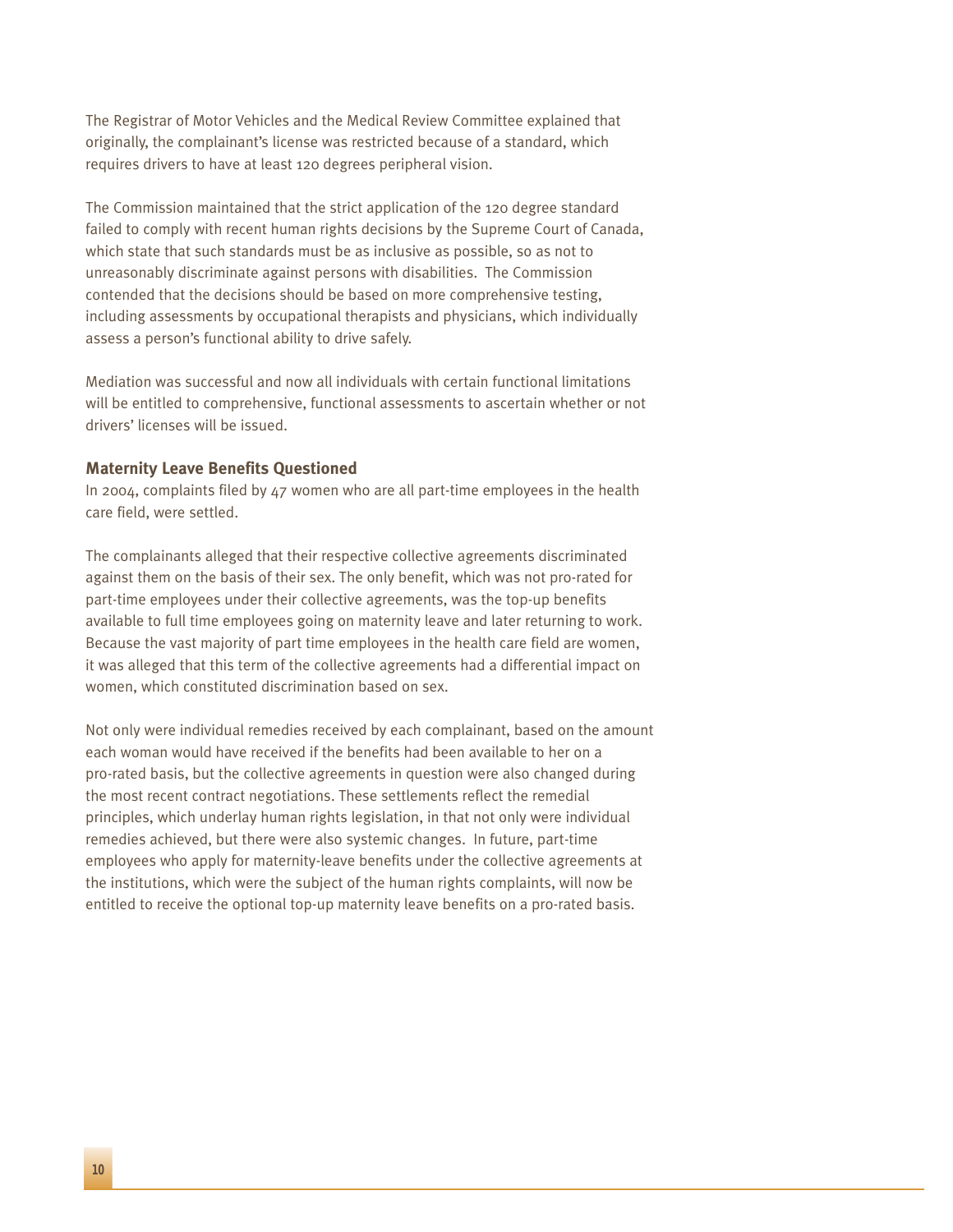The Registrar of Motor Vehicles and the Medical Review Committee explained that originally, the complainant's license was restricted because of a standard, which requires drivers to have at least 120 degrees peripheral vision.

The Commission maintained that the strict application of the 120 degree standard failed to comply with recent human rights decisions by the Supreme Court of Canada, which state that such standards must be as inclusive as possible, so as not to unreasonably discriminate against persons with disabilities. The Commission contended that the decisions should be based on more comprehensive testing, including assessments by occupational therapists and physicians, which individually assess a person's functional ability to drive safely.

Mediation was successful and now all individuals with certain functional limitations will be entitled to comprehensive, functional assessments to ascertain whether or not drivers' licenses will be issued.

### Maternity Leave Benefits Questioned

In 2004, complaints filed by 47 women who are all part-time employees in the health care field, were settled.

The complainants alleged that their respective collective agreements discriminated against them on the basis of their sex. The only benefit, which was not pro-rated for part-time employees under their collective agreements, was the top-up benefits available to full time employees going on maternity leave and later returning to work. Because the vast majority of part time employees in the health care field are women, it was alleged that this term of the collective agreements had a differential impact on women, which constituted discrimination based on sex.

Not only were individual remedies received by each complainant, based on the amount each woman would have received if the benefits had been available to her on a pro-rated basis, but the collective agreements in question were also changed during the most recent contract negotiations. These settlements reflect the remedial principles, which underlay human rights legislation, in that not only were individual remedies achieved, but there were also systemic changes. In future, part-time employees who apply for maternity-leave benefits under the collective agreements at the institutions, which were the subject of the human rights complaints, will now be entitled to receive the optional top-up maternity leave benefits on a pro-rated basis.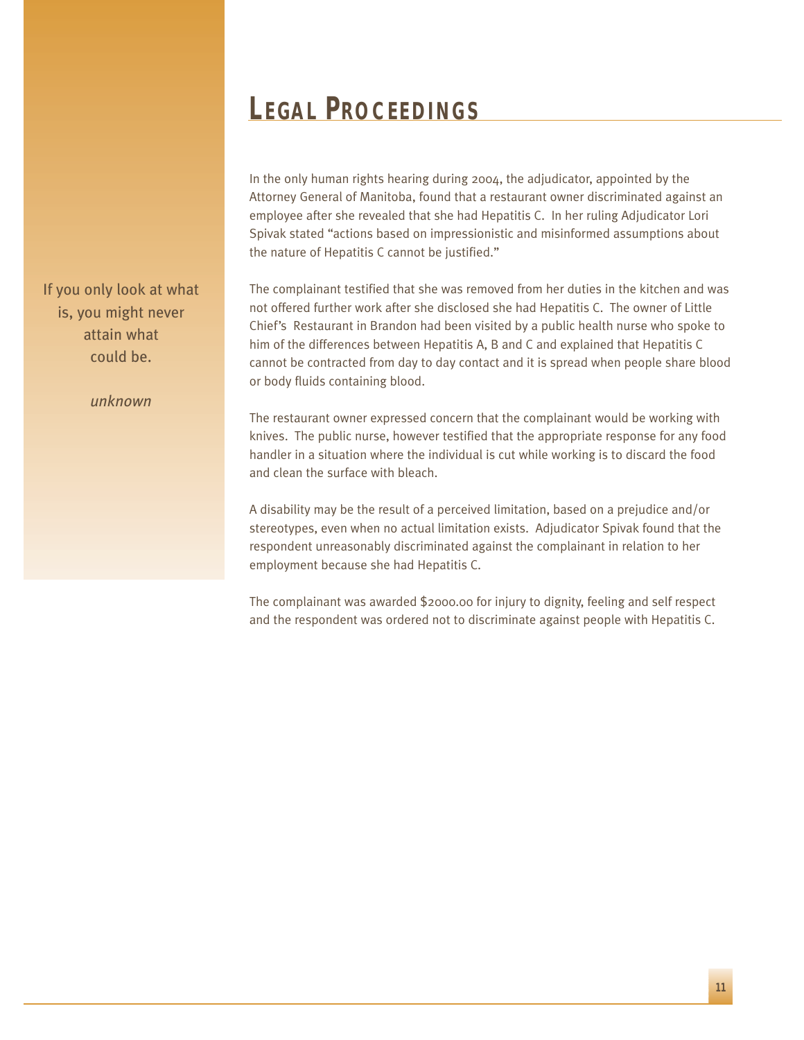# Legal Proceedings

If you only look at what is, you might never attain what could be.

*unknown*

In the only human rights hearing during 2004, the adjudicator, appointed by the Attorney General of Manitoba, found that a restaurant owner discriminated against an employee after she revealed that she had Hepatitis C. In her ruling Adjudicator Lori Spivak stated "actions based on impressionistic and misinformed assumptions about the nature of Hepatitis C cannot be justified."

The complainant testified that she was removed from her duties in the kitchen and was not offered further work after she disclosed she had Hepatitis C. The owner of Little Chief's Restaurant in Brandon had been visited by a public health nurse who spoke to him of the differences between Hepatitis A, B and C and explained that Hepatitis C cannot be contracted from day to day contact and it is spread when people share blood or body fluids containing blood.

The restaurant owner expressed concern that the complainant would be working with knives. The public nurse, however testified that the appropriate response for any food handler in a situation where the individual is cut while working is to discard the food and clean the surface with bleach.

A disability may be the result of a perceived limitation, based on a prejudice and/or stereotypes, even when no actual limitation exists. Adjudicator Spivak found that the respondent unreasonably discriminated against the complainant in relation to her employment because she had Hepatitis C.

The complainant was awarded $2000.00 for injury to dignity, feeling and self respect and the respondent was ordered not to discriminate against people with Hepatitis C.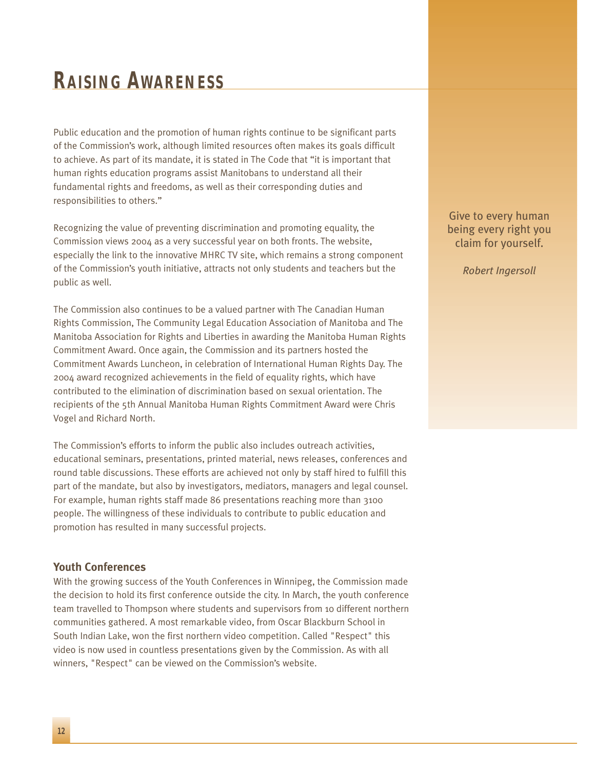# Raising Awareness

Public education and the promotion of human rights continue to be significant parts of the Commission's work, although limited resources often makes its goals difficult to achieve. As part of its mandate, it is stated in The Code that "it is important that human rights education programs assist Manitobans to understand all their fundamental rights and freedoms, as well as their corresponding duties and responsibilities to others."

Recognizing the value of preventing discrimination and promoting equality, the Commission views 2004 as a very successful year on both fronts. The website, especially the link to the innovative MHRC TV site, which remains a strong component of the Commission's youth initiative, attracts not only students and teachers but the public as well.

The Commission also continues to be a valued partner with The Canadian Human Rights Commission, The Community Legal Education Association of Manitoba and The Manitoba Association for Rights and Liberties in awarding the Manitoba Human Rights Commitment Award. Once again, the Commission and its partners hosted the Commitment Awards Luncheon, in celebration of International Human Rights Day. The 2004 award recognized achievements in the field of equality rights, which have contributed to the elimination of discrimination based on sexual orientation. The recipients of the 5th Annual Manitoba Human Rights Commitment Award were Chris Vogel and Richard North.

The Commission's efforts to inform the public also includes outreach activities, educational seminars, presentations, printed material, news releases, conferences and round table discussions. These efforts are achieved not only by staff hired to fulfill this part of the mandate, but also by investigators, mediators, managers and legal counsel. For example, human rights staff made 86 presentations reaching more than 3100 people. The willingness of these individuals to contribute to public education and promotion has resulted in many successful projects.

> Give to every human being every right you claim for yourself.
>
> *Robert Ingersoll*

### Youth Conferences

With the growing success of the Youth Conferences in Winnipeg, the Commission made the decision to hold its first conference outside the city. In March, the youth conference team travelled to Thompson where students and supervisors from 10 different northern communities gathered. A most remarkable video, from Oscar Blackburn School in South Indian Lake, won the first northern video competition. Called "Respect" this video is now used in countless presentations given by the Commission. As with all winners, "Respect" can be viewed on the Commission's website.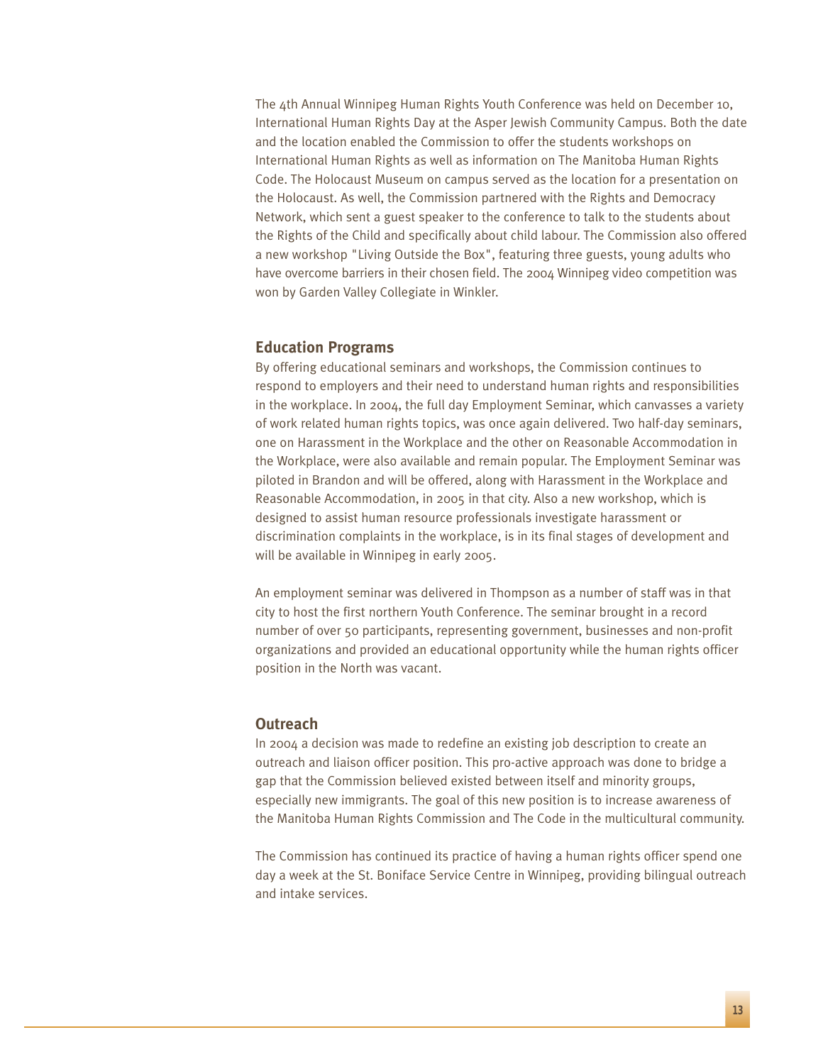The 4th Annual Winnipeg Human Rights Youth Conference was held on December 10, International Human Rights Day at the Asper Jewish Community Campus. Both the date and the location enabled the Commission to offer the students workshops on International Human Rights as well as information on The Manitoba Human Rights Code. The Holocaust Museum on campus served as the location for a presentation on the Holocaust. As well, the Commission partnered with the Rights and Democracy Network, which sent a guest speaker to the conference to talk to the students about the Rights of the Child and specifically about child labour. The Commission also offered a new workshop "Living Outside the Box", featuring three guests, young adults who have overcome barriers in their chosen field. The 2004 Winnipeg video competition was won by Garden Valley Collegiate in Winkler.

## Education Programs

By offering educational seminars and workshops, the Commission continues to respond to employers and their need to understand human rights and responsibilities in the workplace. In 2004, the full day Employment Seminar, which canvasses a variety of work related human rights topics, was once again delivered. Two half-day seminars, one on Harassment in the Workplace and the other on Reasonable Accommodation in the Workplace, were also available and remain popular. The Employment Seminar was piloted in Brandon and will be offered, along with Harassment in the Workplace and Reasonable Accommodation, in 2005 in that city. Also a new workshop, which is designed to assist human resource professionals investigate harassment or discrimination complaints in the workplace, is in its final stages of development and will be available in Winnipeg in early 2005.

An employment seminar was delivered in Thompson as a number of staff was in that city to host the first northern Youth Conference. The seminar brought in a record number of over 50 participants, representing government, businesses and non-profit organizations and provided an educational opportunity while the human rights officer position in the North was vacant.

## Outreach

In 2004 a decision was made to redefine an existing job description to create an outreach and liaison officer position. This pro-active approach was done to bridge a gap that the Commission believed existed between itself and minority groups, especially new immigrants. The goal of this new position is to increase awareness of the Manitoba Human Rights Commission and The Code in the multicultural community.

The Commission has continued its practice of having a human rights officer spend one day a week at the St. Boniface Service Centre in Winnipeg, providing bilingual outreach and intake services.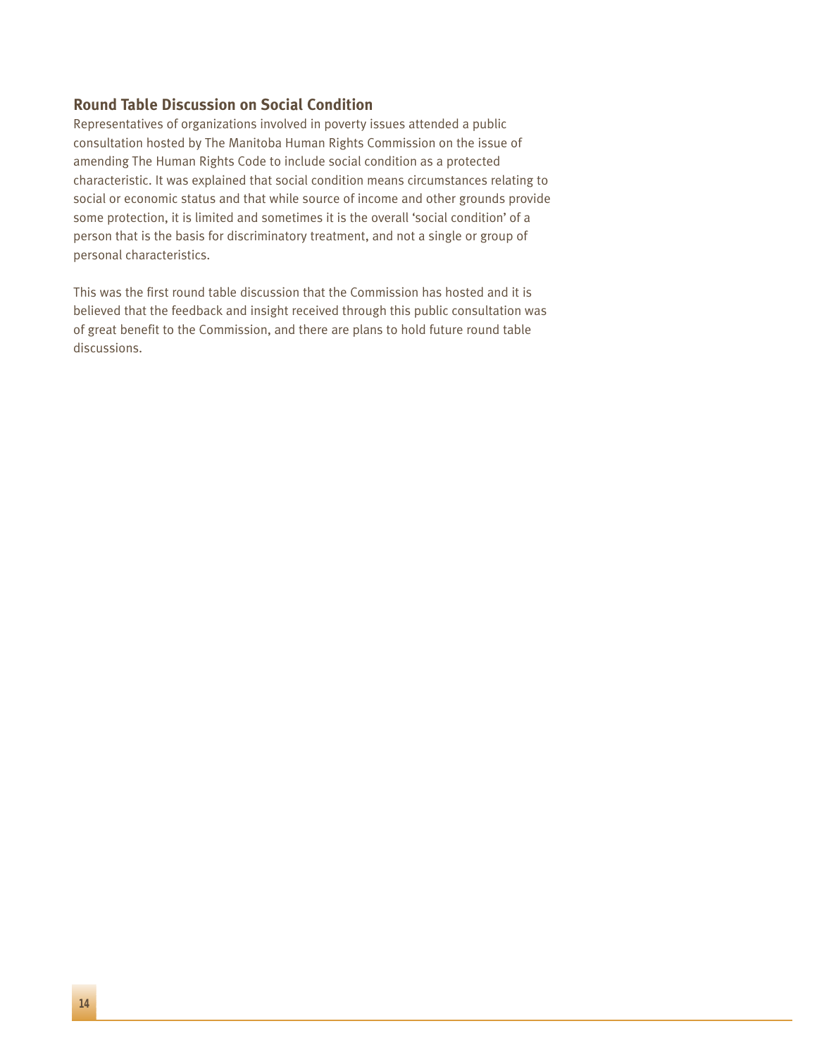### Round Table Discussion on Social Condition

Representatives of organizations involved in poverty issues attended a public consultation hosted by The Manitoba Human Rights Commission on the issue of amending The Human Rights Code to include social condition as a protected characteristic. It was explained that social condition means circumstances relating to social or economic status and that while source of income and other grounds provide some protection, it is limited and sometimes it is the overall 'social condition' of a person that is the basis for discriminatory treatment, and not a single or group of personal characteristics.

This was the first round table discussion that the Commission has hosted and it is believed that the feedback and insight received through this public consultation was of great benefit to the Commission, and there are plans to hold future round table discussions.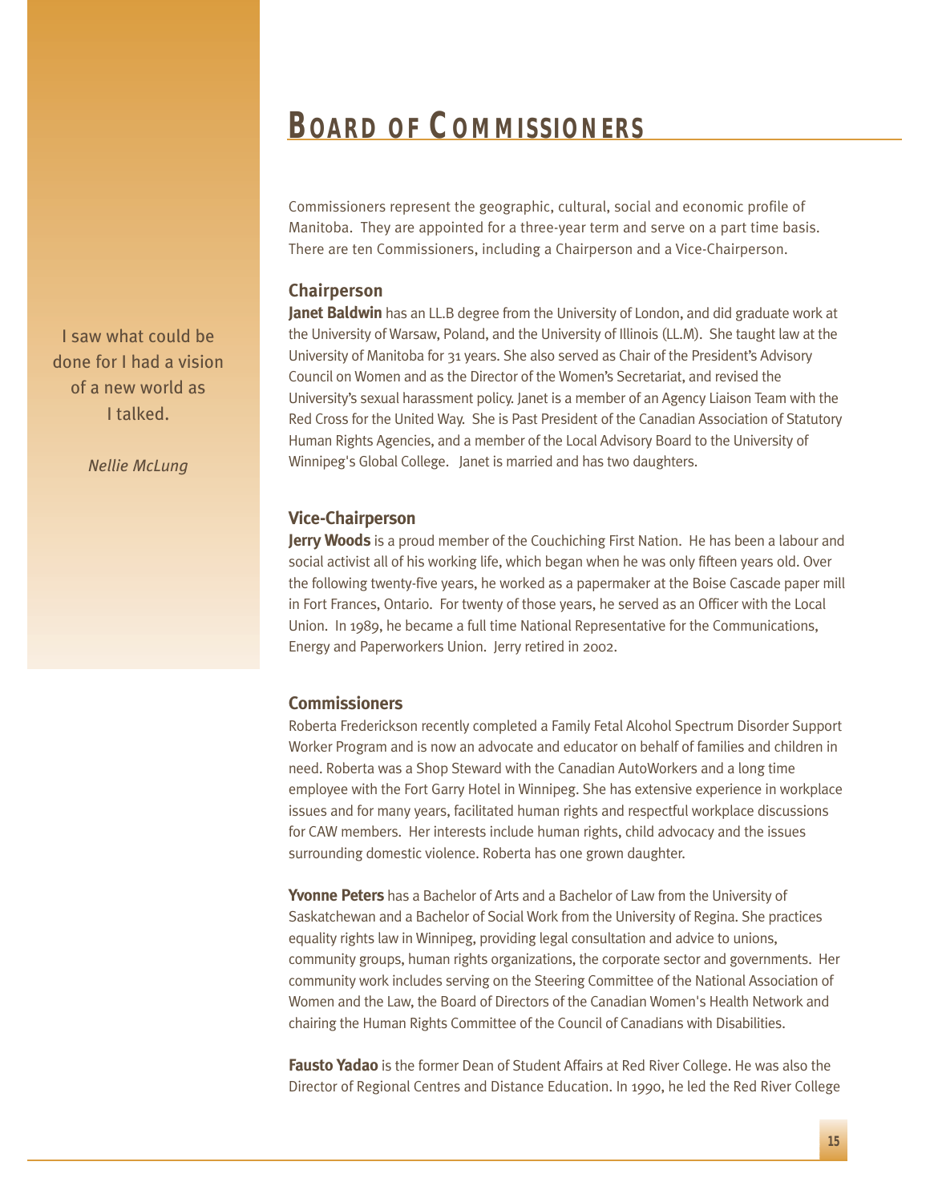# BOARD OF COMMISSIONERS

> I saw what could be done for I had a vision of a new world as I talked.
>
> *Nellie McLung*

Commissioners represent the geographic, cultural, social and economic profile of Manitoba. They are appointed for a three-year term and serve on a part time basis. There are ten Commissioners, including a Chairperson and a Vice-Chairperson.

### Chairperson

**Janet Baldwin** has an LL.B degree from the University of London, and did graduate work at the University of Warsaw, Poland, and the University of Illinois (LL.M). She taught law at the University of Manitoba for 31 years. She also served as Chair of the President's Advisory Council on Women and as the Director of the Women's Secretariat, and revised the University's sexual harassment policy. Janet is a member of an Agency Liaison Team with the Red Cross for the United Way. She is Past President of the Canadian Association of Statutory Human Rights Agencies, and a member of the Local Advisory Board to the University of Winnipeg's Global College. Janet is married and has two daughters.

### Vice-Chairperson

**Jerry Woods** is a proud member of the Couchiching First Nation. He has been a labour and social activist all of his working life, which began when he was only fifteen years old. Over the following twenty-five years, he worked as a papermaker at the Boise Cascade paper mill in Fort Frances, Ontario. For twenty of those years, he served as an Officer with the Local Union. In 1989, he became a full time National Representative for the Communications, Energy and Paperworkers Union. Jerry retired in 2002.

### Commissioners

Roberta Frederickson recently completed a Family Fetal Alcohol Spectrum Disorder Support Worker Program and is now an advocate and educator on behalf of families and children in need. Roberta was a Shop Steward with the Canadian AutoWorkers and a long time employee with the Fort Garry Hotel in Winnipeg. She has extensive experience in workplace issues and for many years, facilitated human rights and respectful workplace discussions for CAW members. Her interests include human rights, child advocacy and the issues surrounding domestic violence. Roberta has one grown daughter.

**Yvonne Peters** has a Bachelor of Arts and a Bachelor of Law from the University of Saskatchewan and a Bachelor of Social Work from the University of Regina. She practices equality rights law in Winnipeg, providing legal consultation and advice to unions, community groups, human rights organizations, the corporate sector and governments. Her community work includes serving on the Steering Committee of the National Association of Women and the Law, the Board of Directors of the Canadian Women's Health Network and chairing the Human Rights Committee of the Council of Canadians with Disabilities.

**Fausto Yadao** is the former Dean of Student Affairs at Red River College. He was also the Director of Regional Centres and Distance Education. In 1990, he led the Red River College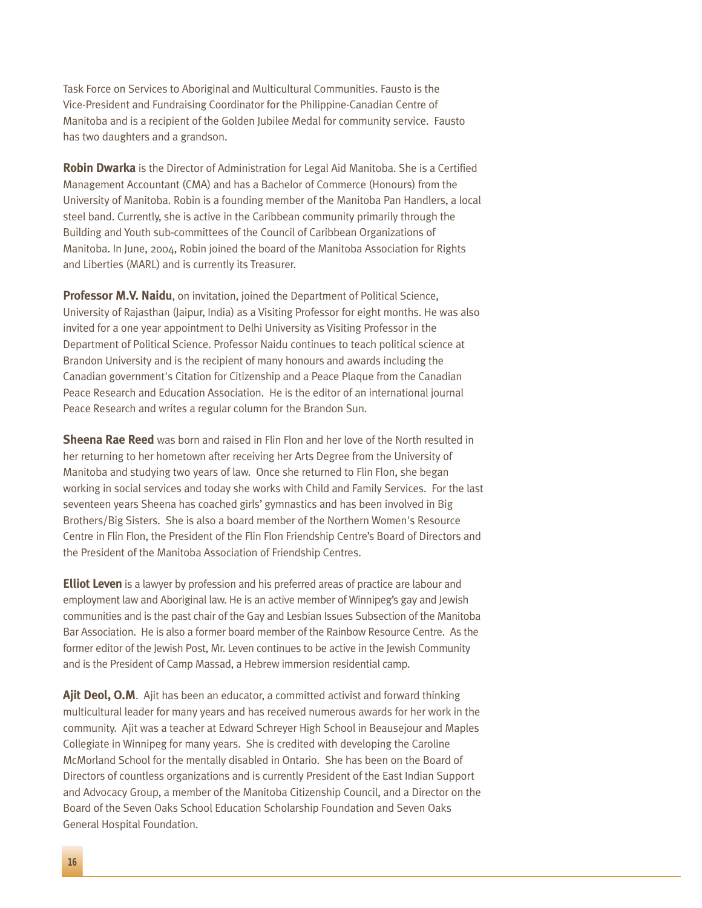Task Force on Services to Aboriginal and Multicultural Communities. Fausto is the Vice-President and Fundraising Coordinator for the Philippine-Canadian Centre of Manitoba and is a recipient of the Golden Jubilee Medal for community service. Fausto has two daughters and a grandson.

**Robin Dwarka** is the Director of Administration for Legal Aid Manitoba. She is a Certified Management Accountant (CMA) and has a Bachelor of Commerce (Honours) from the University of Manitoba. Robin is a founding member of the Manitoba Pan Handlers, a local steel band. Currently, she is active in the Caribbean community primarily through the Building and Youth sub-committees of the Council of Caribbean Organizations of Manitoba. In June, 2004, Robin joined the board of the Manitoba Association for Rights and Liberties (MARL) and is currently its Treasurer.

**Professor M.V. Naidu**, on invitation, joined the Department of Political Science, University of Rajasthan (Jaipur, India) as a Visiting Professor for eight months. He was also invited for a one year appointment to Delhi University as Visiting Professor in the Department of Political Science. Professor Naidu continues to teach political science at Brandon University and is the recipient of many honours and awards including the Canadian government's Citation for Citizenship and a Peace Plaque from the Canadian Peace Research and Education Association. He is the editor of an international journal Peace Research and writes a regular column for the Brandon Sun.

**Sheena Rae Reed** was born and raised in Flin Flon and her love of the North resulted in her returning to her hometown after receiving her Arts Degree from the University of Manitoba and studying two years of law. Once she returned to Flin Flon, she began working in social services and today she works with Child and Family Services. For the last seventeen years Sheena has coached girls' gymnastics and has been involved in Big Brothers/Big Sisters. She is also a board member of the Northern Women's Resource Centre in Flin Flon, the President of the Flin Flon Friendship Centre's Board of Directors and the President of the Manitoba Association of Friendship Centres.

**Elliot Leven** is a lawyer by profession and his preferred areas of practice are labour and employment law and Aboriginal law. He is an active member of Winnipeg's gay and Jewish communities and is the past chair of the Gay and Lesbian Issues Subsection of the Manitoba Bar Association. He is also a former board member of the Rainbow Resource Centre. As the former editor of the Jewish Post, Mr. Leven continues to be active in the Jewish Community and is the President of Camp Massad, a Hebrew immersion residential camp.

**Ajit Deol, O.M**. Ajit has been an educator, a committed activist and forward thinking multicultural leader for many years and has received numerous awards for her work in the community. Ajit was a teacher at Edward Schreyer High School in Beausejour and Maples Collegiate in Winnipeg for many years. She is credited with developing the Caroline McMorland School for the mentally disabled in Ontario. She has been on the Board of Directors of countless organizations and is currently President of the East Indian Support and Advocacy Group, a member of the Manitoba Citizenship Council, and a Director on the Board of the Seven Oaks School Education Scholarship Foundation and Seven Oaks General Hospital Foundation.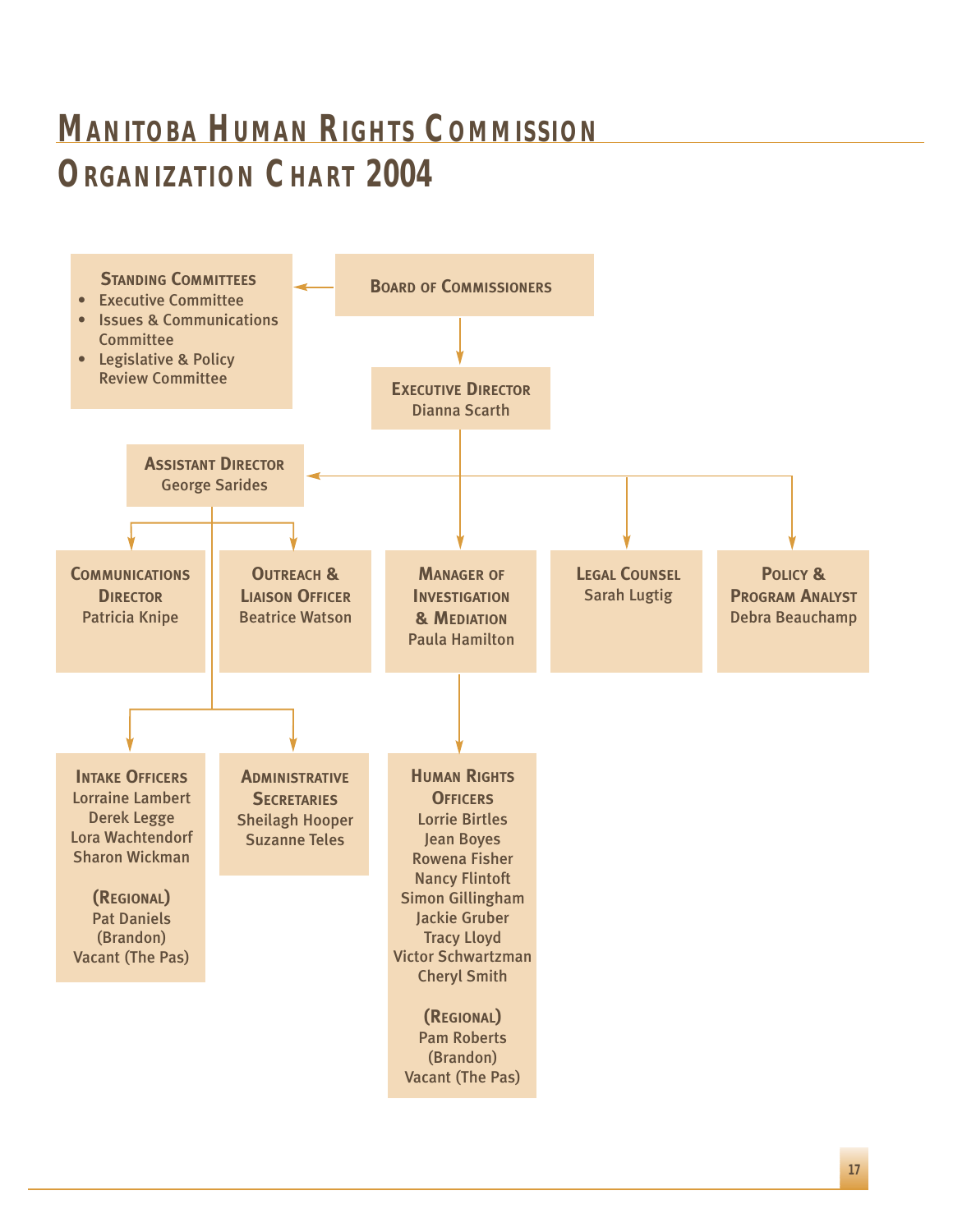# Manitoba Human Rights Commission Organization Chart 2004

**Board of Commissioners**

**Standing Committees**
- Executive Committee
- Issues & Communications Committee
- Legislative & Policy Review Committee

**Executive Director**
Dianna Scarth

**Assistant Director**
George Sarides

**Communications Director**
Patricia Knipe

**Outreach & Liaison Officer**
Beatrice Watson

**Manager of Investigation & Mediation**
Paula Hamilton

**Legal Counsel**
Sarah Lugtig

**Policy & Program Analyst**
Debra Beauchamp

**Intake Officers**
Lorraine Lambert
Derek Legge
Lora Wachtendorf
Sharon Wickman

**(Regional)**
Pat Daniels (Brandon)
Vacant (The Pas)

**Administrative Secretaries**
Sheilagh Hooper
Suzanne Teles

**Human Rights Officers**
Lorrie Birtles
Jean Boyes
Rowena Fisher
Nancy Flintoft
Simon Gillingham
Jackie Gruber
Tracy Lloyd
Victor Schwartzman
Cheryl Smith

**(Regional)**
Pam Roberts (Brandon)
Vacant (The Pas)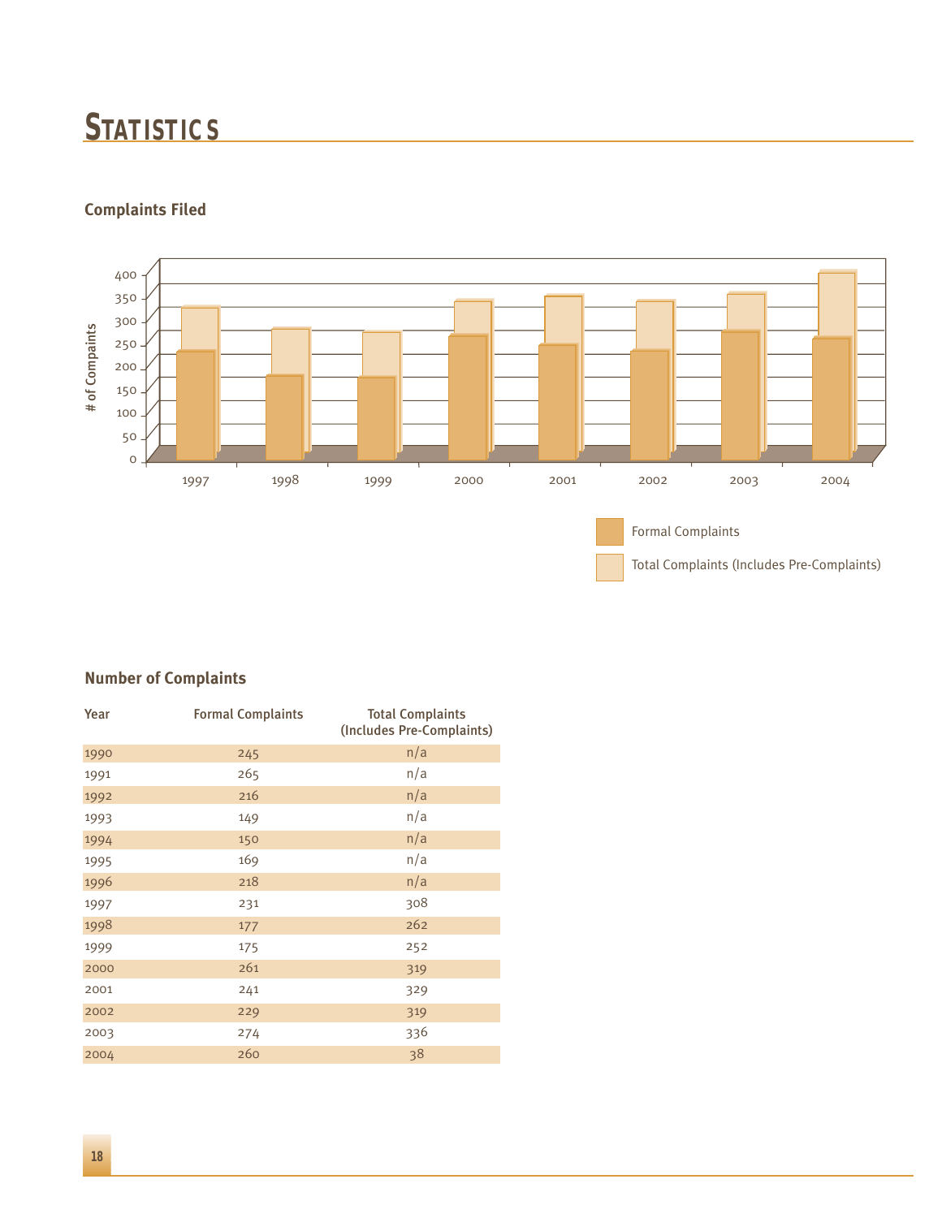# STATISTICS

### Complaints Filed

### Number of Complaints

| Year | Formal Complaints | Total Complaints (Includes Pre-Complaints) |
|---|---|---|
| 1990 | 245 | n/a |
| 1991 | 265 | n/a |
| 1992 | 216 | n/a |
| 1993 | 149 | n/a |
| 1994 | 150 | n/a |
| 1995 | 169 | n/a |
| 1996 | 218 | n/a |
| 1997 | 231 | 308 |
| 1998 | 177 | 262 |
| 1999 | 175 | 252 |
| 2000 | 261 | 319 |
| 2001 | 241 | 329 |
| 2002 | 229 | 319 |
| 2003 | 274 | 336 |
| 2004 | 260 | 38 |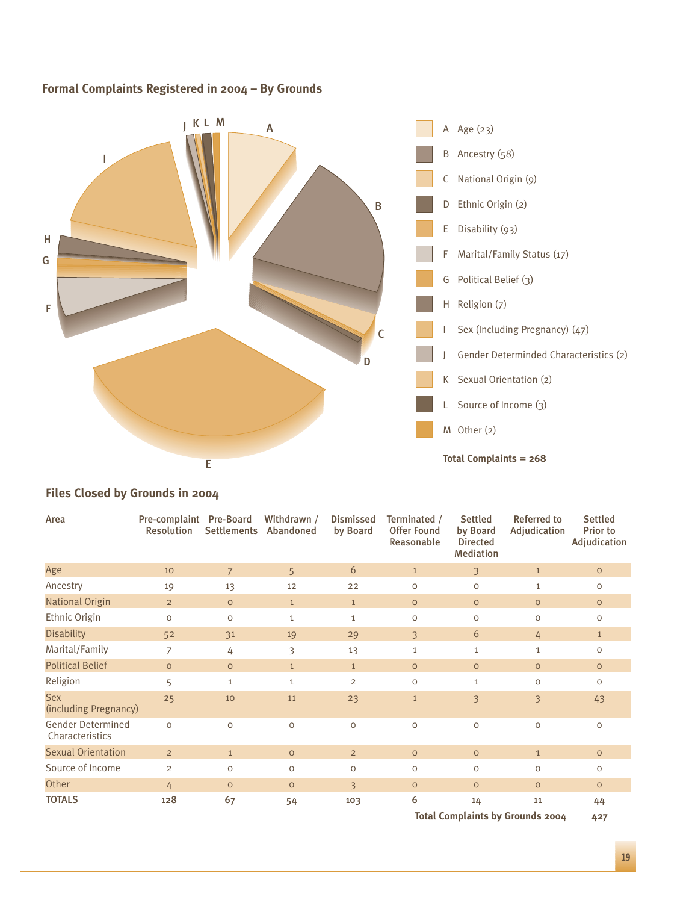## Formal Complaints Registered in 2004 – By Grounds

- A Age (23)
- B Ancestry (58)
- C National Origin (9)
- D Ethnic Origin (2)
- E Disability (93)
- F Marital/Family Status (17)
- G Political Belief (3)
- H Religion (7)
- I Sex (Including Pregnancy) (47)
- J Gender Determinded Characteristics (2)
- K Sexual Orientation (2)
- L Source of Income (3)
- M Other (2)

**Total Complaints = 268**

## Files Closed by Grounds in 2004

| Area | Pre-complaint Resolution | Pre-Board Settlements | Withdrawn / Abandoned | Dismissed by Board | Terminated / Offer Found Reasonable | Settled by Board Directed Mediation | Referred to Adjudication | Settled Prior to Adjudication |
|---|---|---|---|---|---|---|---|---|
| Age | 10 | 7 | 5 | 6 | 1 | 3 | 1 | 0 |
| Ancestry | 19 | 13 | 12 | 22 | 0 | 0 | 1 | 0 |
| National Origin | 2 | 0 | 1 | 1 | 0 | 0 | 0 | 0 |
| Ethnic Origin | 0 | 0 | 1 | 1 | 0 | 0 | 0 | 0 |
| Disability | 52 | 31 | 19 | 29 | 3 | 6 | 4 | 1 |
| Marital/Family | 7 | 4 | 3 | 13 | 1 | 1 | 1 | 0 |
| Political Belief | 0 | 0 | 1 | 1 | 0 | 0 | 0 | 0 |
| Religion | 5 | 1 | 1 | 2 | 0 | 1 | 0 | 0 |
| Sex (including Pregnancy) | 25 | 10 | 11 | 23 | 1 | 3 | 3 | 43 |
| Gender Determined Characteristics | 0 | 0 | 0 | 0 | 0 | 0 | 0 | 0 |
| Sexual Orientation | 2 | 1 | 0 | 2 | 0 | 0 | 1 | 0 |
| Source of Income | 2 | 0 | 0 | 0 | 0 | 0 | 0 | 0 |
| Other | 4 | 0 | 0 | 3 | 0 | 0 | 0 | 0 |
| **TOTALS** | **128** | **67** | **54** | **103** | **6** | **14** | **11** | **44** |

**Total Complaints by Grounds 2004** **427**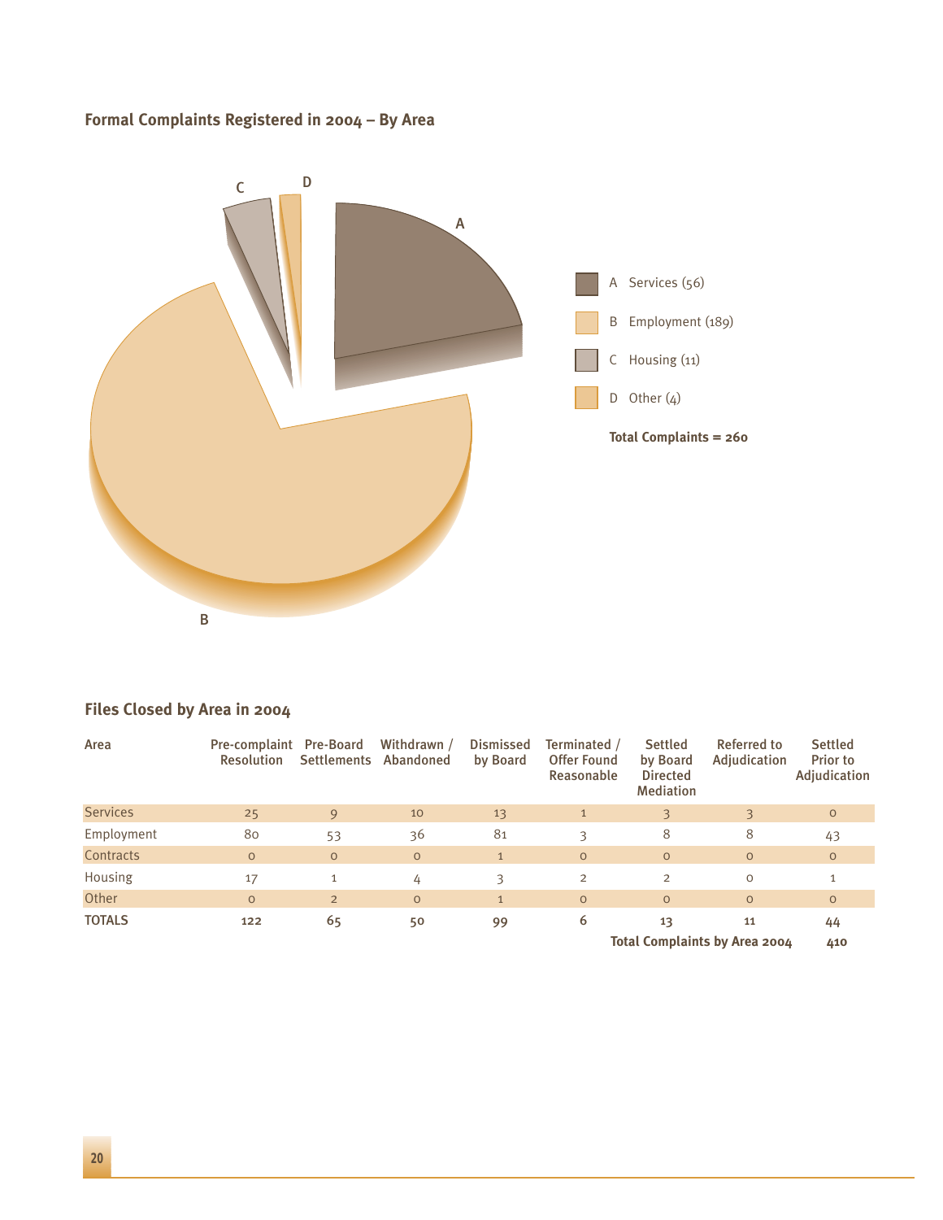## Formal Complaints Registered in 2004 – By Area

A Services (56)

B Employment (189)

C Housing (11)

D Other (4)

**Total Complaints = 260**

## Files Closed by Area in 2004

| Area | Pre-complaint Resolution | Pre-Board Settlements | Withdrawn / Abandoned | Dismissed by Board | Terminated / Offer Found Reasonable | Settled by Board Directed Mediation | Referred to Adjudication | Settled Prior to Adjudication |
|---|---|---|---|---|---|---|---|---|
| Services | 25 | 9 | 10 | 13 | 1 | 3 | 3 | 0 |
| Employment | 80 | 53 | 36 | 81 | 3 | 8 | 8 | 43 |
| Contracts | 0 | 0 | 0 | 1 | 0 | 0 | 0 | 0 |
| Housing | 17 | 1 | 4 | 3 | 2 | 2 | 0 | 1 |
| Other | 0 | 2 | 0 | 1 | 0 | 0 | 0 | 0 |
| **TOTALS** | **122** | **65** | **50** | **99** | **6** | **13** | **11** | **44** |
| | | | | | | **Total Complaints by Area 2004** | | **410** |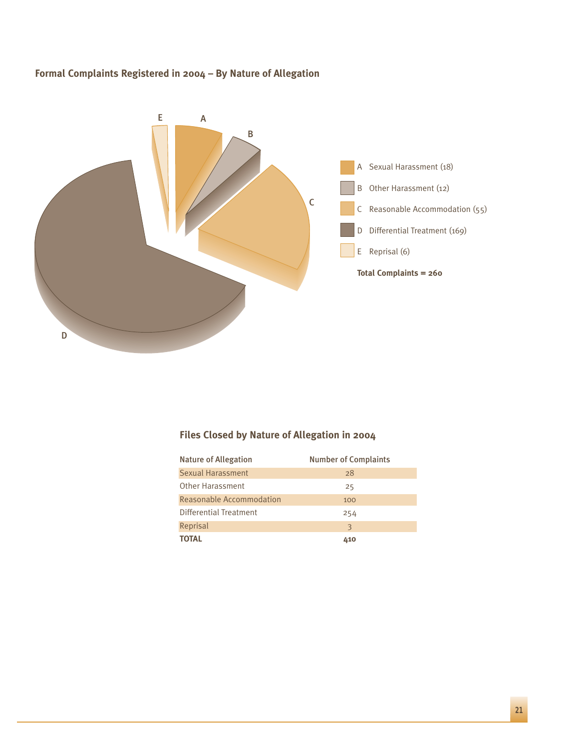### Formal Complaints Registered in 2004 – By Nature of Allegation

E
A
B
C
D

A Sexual Harassment (18)
B Other Harassment (12)
C Reasonable Accommodation (55)
D Differential Treatment (169)
E Reprisal (6)

**Total Complaints = 260**

### Files Closed by Nature of Allegation in 2004

| Nature of Allegation | Number of Complaints |
|---|---|
| Sexual Harassment | 28 |
| Other Harassment | 25 |
| Reasonable Accommodation | 100 |
| Differential Treatment | 254 |
| Reprisal | 3 |
| **TOTAL** | **410** |